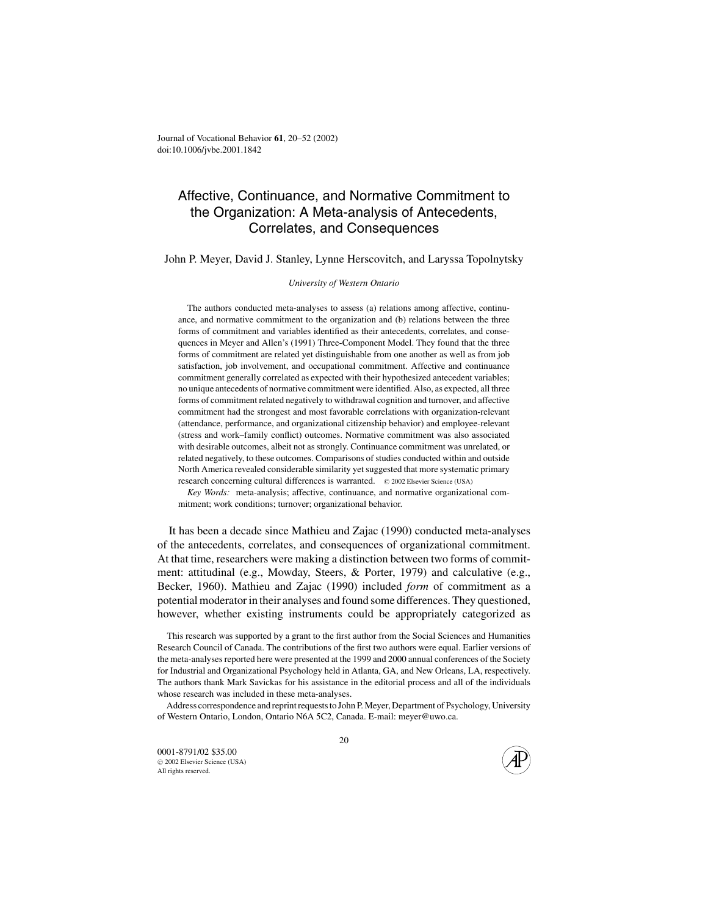# Affective, Continuance, and Normative Commitment to the Organization: A Meta-analysis of Antecedents, Correlates, and Consequences

John P. Meyer, David J. Stanley, Lynne Herscovitch, and Laryssa Topolnytsky

*University of Western Ontario*

The authors conducted meta-analyses to assess (a) relations among affective, continuance, and normative commitment to the organization and (b) relations between the three forms of commitment and variables identified as their antecedents, correlates, and consequences in Meyer and Allen's (1991) Three-Component Model. They found that the three forms of commitment are related yet distinguishable from one another as well as from job satisfaction, job involvement, and occupational commitment. Affective and continuance commitment generally correlated as expected with their hypothesized antecedent variables; no unique antecedents of normative commitment were identified. Also, as expected, all three forms of commitment related negatively to withdrawal cognition and turnover, and affective commitment had the strongest and most favorable correlations with organization-relevant (attendance, performance, and organizational citizenship behavior) and employee-relevant (stress and work–family conflict) outcomes. Normative commitment was also associated with desirable outcomes, albeit not as strongly. Continuance commitment was unrelated, or related negatively, to these outcomes. Comparisons of studies conducted within and outside North America revealed considerable similarity yet suggested that more systematic primary research concerning cultural differences is warranted. © 2002 Elsevier Science (USA)

*Key Words:* meta-analysis; affective, continuance, and normative organizational commitment; work conditions; turnover; organizational behavior.

It has been a decade since Mathieu and Zajac (1990) conducted meta-analyses of the antecedents, correlates, and consequences of organizational commitment. At that time, researchers were making a distinction between two forms of commitment: attitudinal (e.g., Mowday, Steers, & Porter, 1979) and calculative (e.g., Becker, 1960). Mathieu and Zajac (1990) included *form* of commitment as a potential moderator in their analyses and found some differences. They questioned, however, whether existing instruments could be appropriately categorized as

---

This research was supported by a grant to the first author from the Social Sciences and Humanities Research Council of Canada. The contributions of the first two authors were equal. Earlier versions of the meta-analyses reported here were presented at the 1999 and 2000 annual conferences of the Society for Industrial and Organizational Psychology held in Atlanta, GA, and New Orleans, LA, respectively. The authors thank Mark Savickas for his assistance in the editorial process and all of the individuals whose research was included in these meta-analyses.

Address correspondence and reprint requests to John P. Meyer, Department of Psychology, University of Western Ontario, London, Ontario N6A 5C2, Canada. E-mail: meyer@uwo.ca.

0001-8791/02 $35.00
© 2002 Elsevier Science (USA)
All rights reserved.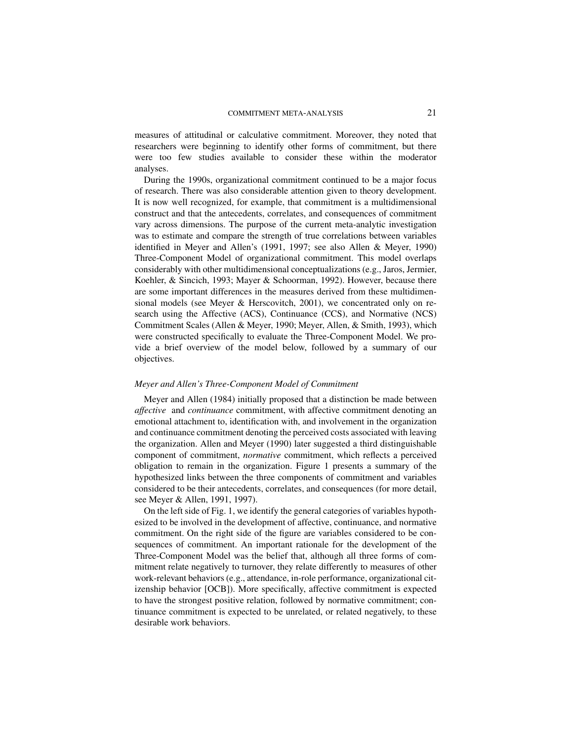measures of attitudinal or calculative commitment. Moreover, they noted that researchers were beginning to identify other forms of commitment, but there were too few studies available to consider these within the moderator analyses.

During the 1990s, organizational commitment continued to be a major focus of research. There was also considerable attention given to theory development. It is now well recognized, for example, that commitment is a multidimensional construct and that the antecedents, correlates, and consequences of commitment vary across dimensions. The purpose of the current meta-analytic investigation was to estimate and compare the strength of true correlations between variables identified in Meyer and Allen's (1991, 1997; see also Allen & Meyer, 1990) Three-Component Model of organizational commitment. This model overlaps considerably with other multidimensional conceptualizations (e.g., Jaros, Jermier, Koehler, & Sincich, 1993; Mayer & Schoorman, 1992). However, because there are some important differences in the measures derived from these multidimensional models (see Meyer & Herscovitch, 2001), we concentrated only on research using the Affective (ACS), Continuance (CCS), and Normative (NCS) Commitment Scales (Allen & Meyer, 1990; Meyer, Allen, & Smith, 1993), which were constructed specifically to evaluate the Three-Component Model. We provide a brief overview of the model below, followed by a summary of our objectives.

### *Meyer and Allen's Three-Component Model of Commitment*

Meyer and Allen (1984) initially proposed that a distinction be made between *affective* and *continuance* commitment, with affective commitment denoting an emotional attachment to, identification with, and involvement in the organization and continuance commitment denoting the perceived costs associated with leaving the organization. Allen and Meyer (1990) later suggested a third distinguishable component of commitment, *normative* commitment, which reflects a perceived obligation to remain in the organization. Figure 1 presents a summary of the hypothesized links between the three components of commitment and variables considered to be their antecedents, correlates, and consequences (for more detail, see Meyer & Allen, 1991, 1997).

On the left side of Fig. 1, we identify the general categories of variables hypothesized to be involved in the development of affective, continuance, and normative commitment. On the right side of the figure are variables considered to be consequences of commitment. An important rationale for the development of the Three-Component Model was the belief that, although all three forms of commitment relate negatively to turnover, they relate differently to measures of other work-relevant behaviors (e.g., attendance, in-role performance, organizational citizenship behavior [OCB]). More specifically, affective commitment is expected to have the strongest positive relation, followed by normative commitment; continuance commitment is expected to be unrelated, or related negatively, to these desirable work behaviors.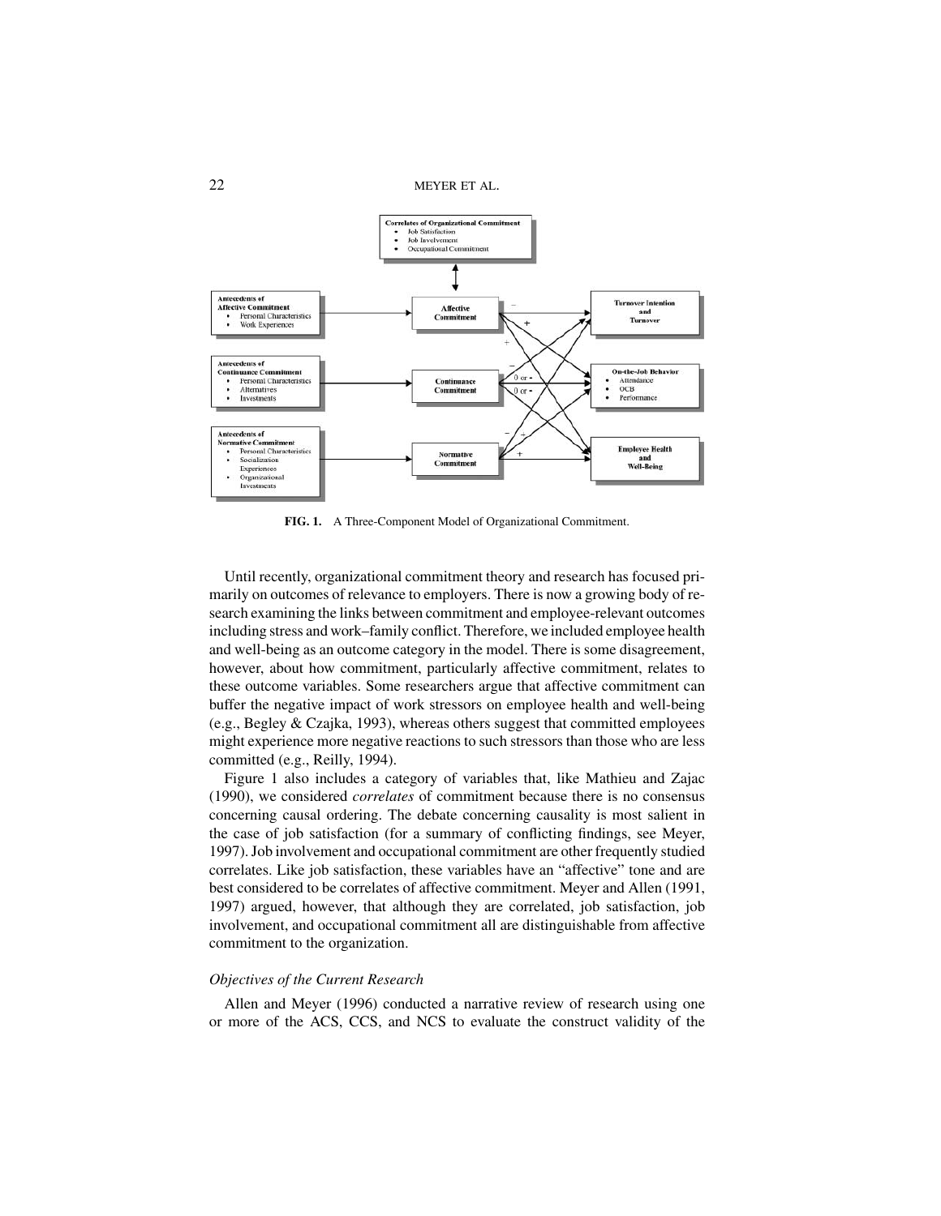**FIG. 1.** A Three-Component Model of Organizational Commitment.

Until recently, organizational commitment theory and research has focused primarily on outcomes of relevance to employers. There is now a growing body of research examining the links between commitment and employee-relevant outcomes including stress and work–family conflict. Therefore, we included employee health and well-being as an outcome category in the model. There is some disagreement, however, about how commitment, particularly affective commitment, relates to these outcome variables. Some researchers argue that affective commitment can buffer the negative impact of work stressors on employee health and well-being (e.g., Begley & Czajka, 1993), whereas others suggest that committed employees might experience more negative reactions to such stressors than those who are less committed (e.g., Reilly, 1994).

Figure 1 also includes a category of variables that, like Mathieu and Zajac (1990), we considered *correlates* of commitment because there is no consensus concerning causal ordering. The debate concerning causality is most salient in the case of job satisfaction (for a summary of conflicting findings, see Meyer, 1997). Job involvement and occupational commitment are other frequently studied correlates. Like job satisfaction, these variables have an "affective" tone and are best considered to be correlates of affective commitment. Meyer and Allen (1991, 1997) argued, however, that although they are correlated, job satisfaction, job involvement, and occupational commitment all are distinguishable from affective commitment to the organization.

### *Objectives of the Current Research*

Allen and Meyer (1996) conducted a narrative review of research using one or more of the ACS, CCS, and NCS to evaluate the construct validity of the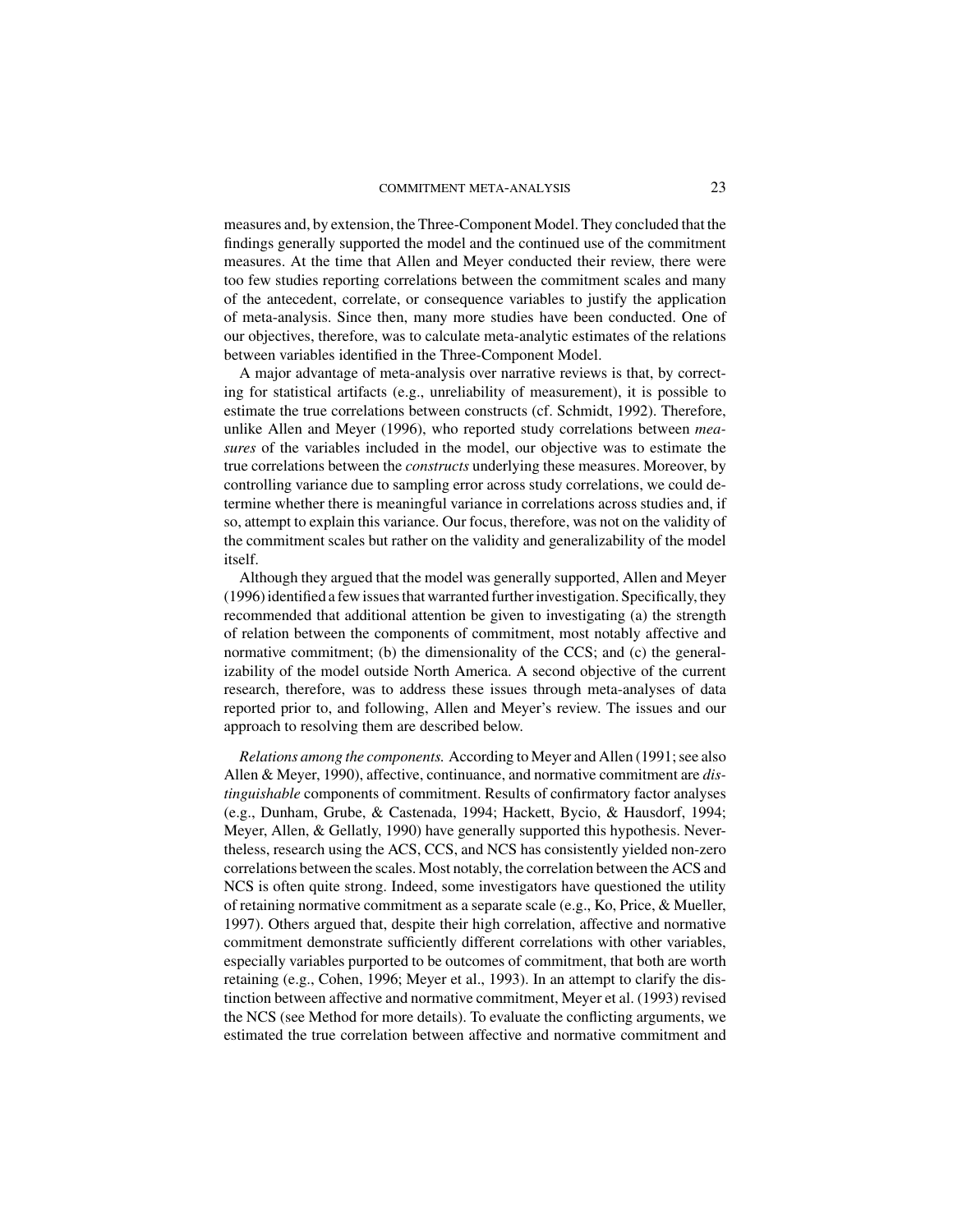measures and, by extension, the Three-Component Model. They concluded that the findings generally supported the model and the continued use of the commitment measures. At the time that Allen and Meyer conducted their review, there were too few studies reporting correlations between the commitment scales and many of the antecedent, correlate, or consequence variables to justify the application of meta-analysis. Since then, many more studies have been conducted. One of our objectives, therefore, was to calculate meta-analytic estimates of the relations between variables identified in the Three-Component Model.

A major advantage of meta-analysis over narrative reviews is that, by correcting for statistical artifacts (e.g., unreliability of measurement), it is possible to estimate the true correlations between constructs (cf. Schmidt, 1992). Therefore, unlike Allen and Meyer (1996), who reported study correlations between *measures* of the variables included in the model, our objective was to estimate the true correlations between the *constructs* underlying these measures. Moreover, by controlling variance due to sampling error across study correlations, we could determine whether there is meaningful variance in correlations across studies and, if so, attempt to explain this variance. Our focus, therefore, was not on the validity of the commitment scales but rather on the validity and generalizability of the model itself.

Although they argued that the model was generally supported, Allen and Meyer (1996) identified a few issues that warranted further investigation. Specifically, they recommended that additional attention be given to investigating (a) the strength of relation between the components of commitment, most notably affective and normative commitment; (b) the dimensionality of the CCS; and (c) the generalizability of the model outside North America. A second objective of the current research, therefore, was to address these issues through meta-analyses of data reported prior to, and following, Allen and Meyer's review. The issues and our approach to resolving them are described below.

*Relations among the components.* According to Meyer and Allen (1991; see also Allen & Meyer, 1990), affective, continuance, and normative commitment are *distinguishable* components of commitment. Results of confirmatory factor analyses (e.g., Dunham, Grube, & Castenada, 1994; Hackett, Bycio, & Hausdorf, 1994; Meyer, Allen, & Gellatly, 1990) have generally supported this hypothesis. Nevertheless, research using the ACS, CCS, and NCS has consistently yielded non-zero correlations between the scales. Most notably, the correlation between the ACS and NCS is often quite strong. Indeed, some investigators have questioned the utility of retaining normative commitment as a separate scale (e.g., Ko, Price, & Mueller, 1997). Others argued that, despite their high correlation, affective and normative commitment demonstrate sufficiently different correlations with other variables, especially variables purported to be outcomes of commitment, that both are worth retaining (e.g., Cohen, 1996; Meyer et al., 1993). In an attempt to clarify the distinction between affective and normative commitment, Meyer et al. (1993) revised the NCS (see Method for more details). To evaluate the conflicting arguments, we estimated the true correlation between affective and normative commitment and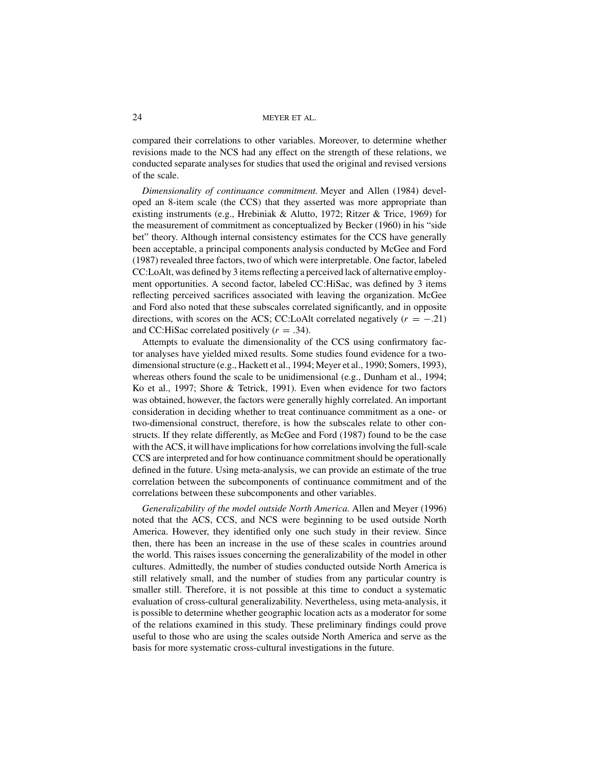compared their correlations to other variables. Moreover, to determine whether revisions made to the NCS had any effect on the strength of these relations, we conducted separate analyses for studies that used the original and revised versions of the scale.

*Dimensionality of continuance commitment.* Meyer and Allen (1984) developed an 8-item scale (the CCS) that they asserted was more appropriate than existing instruments (e.g., Hrebiniak & Alutto, 1972; Ritzer & Trice, 1969) for the measurement of commitment as conceptualized by Becker (1960) in his "side bet" theory. Although internal consistency estimates for the CCS have generally been acceptable, a principal components analysis conducted by McGee and Ford (1987) revealed three factors, two of which were interpretable. One factor, labeled CC:LoAlt, was defined by 3 items reflecting a perceived lack of alternative employment opportunities. A second factor, labeled CC:HiSac, was defined by 3 items reflecting perceived sacrifices associated with leaving the organization. McGee and Ford also noted that these subscales correlated significantly, and in opposite directions, with scores on the ACS; CC:LoAlt correlated negatively ($r = -.21$) and CC:HiSac correlated positively ($r = .34$).

Attempts to evaluate the dimensionality of the CCS using confirmatory factor analyses have yielded mixed results. Some studies found evidence for a two-dimensional structure (e.g., Hackett et al., 1994; Meyer et al., 1990; Somers, 1993), whereas others found the scale to be unidimensional (e.g., Dunham et al., 1994; Ko et al., 1997; Shore & Tetrick, 1991). Even when evidence for two factors was obtained, however, the factors were generally highly correlated. An important consideration in deciding whether to treat continuance commitment as a one- or two-dimensional construct, therefore, is how the subscales relate to other constructs. If they relate differently, as McGee and Ford (1987) found to be the case with the ACS, it will have implications for how correlations involving the full-scale CCS are interpreted and for how continuance commitment should be operationally defined in the future. Using meta-analysis, we can provide an estimate of the true correlation between the subcomponents of continuance commitment and of the correlations between these subcomponents and other variables.

*Generalizability of the model outside North America.* Allen and Meyer (1996) noted that the ACS, CCS, and NCS were beginning to be used outside North America. However, they identified only one such study in their review. Since then, there has been an increase in the use of these scales in countries around the world. This raises issues concerning the generalizability of the model in other cultures. Admittedly, the number of studies conducted outside North America is still relatively small, and the number of studies from any particular country is smaller still. Therefore, it is not possible at this time to conduct a systematic evaluation of cross-cultural generalizability. Nevertheless, using meta-analysis, it is possible to determine whether geographic location acts as a moderator for some of the relations examined in this study. These preliminary findings could prove useful to those who are using the scales outside North America and serve as the basis for more systematic cross-cultural investigations in the future.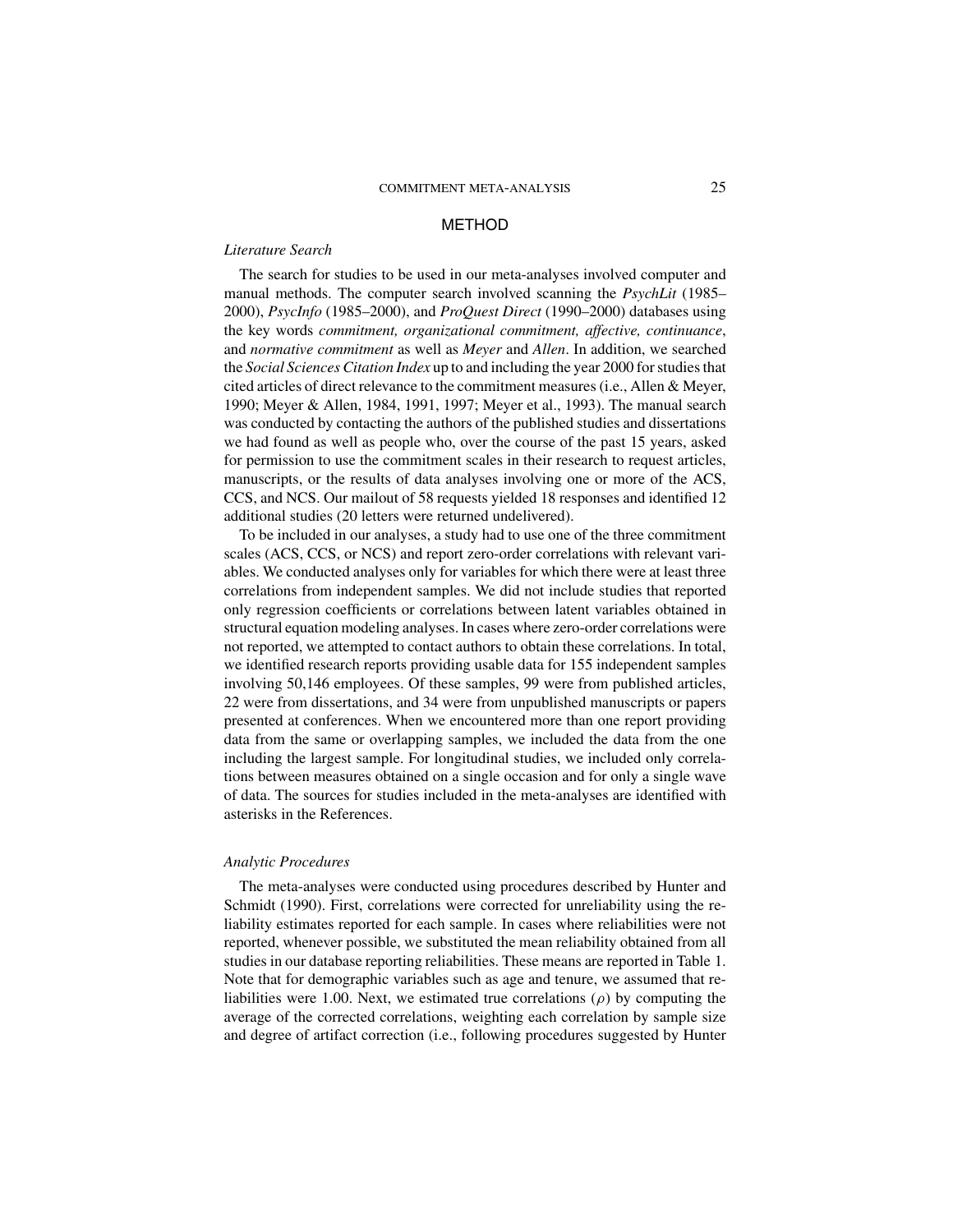## METHOD

### *Literature Search*

The search for studies to be used in our meta-analyses involved computer and manual methods. The computer search involved scanning the *PsychLit* (1985–2000), *PsycInfo* (1985–2000), and *ProQuest Direct* (1990–2000) databases using the key words *commitment, organizational commitment, affective, continuance*, and *normative commitment* as well as *Meyer* and *Allen*. In addition, we searched the *Social Sciences Citation Index* up to and including the year 2000 for studies that cited articles of direct relevance to the commitment measures (i.e., Allen & Meyer, 1990; Meyer & Allen, 1984, 1991, 1997; Meyer et al., 1993). The manual search was conducted by contacting the authors of the published studies and dissertations we had found as well as people who, over the course of the past 15 years, asked for permission to use the commitment scales in their research to request articles, manuscripts, or the results of data analyses involving one or more of the ACS, CCS, and NCS. Our mailout of 58 requests yielded 18 responses and identified 12 additional studies (20 letters were returned undelivered).

To be included in our analyses, a study had to use one of the three commitment scales (ACS, CCS, or NCS) and report zero-order correlations with relevant variables. We conducted analyses only for variables for which there were at least three correlations from independent samples. We did not include studies that reported only regression coefficients or correlations between latent variables obtained in structural equation modeling analyses. In cases where zero-order correlations were not reported, we attempted to contact authors to obtain these correlations. In total, we identified research reports providing usable data for 155 independent samples involving 50,146 employees. Of these samples, 99 were from published articles, 22 were from dissertations, and 34 were from unpublished manuscripts or papers presented at conferences. When we encountered more than one report providing data from the same or overlapping samples, we included the data from the one including the largest sample. For longitudinal studies, we included only correlations between measures obtained on a single occasion and for only a single wave of data. The sources for studies included in the meta-analyses are identified with asterisks in the References.

### *Analytic Procedures*

The meta-analyses were conducted using procedures described by Hunter and Schmidt (1990). First, correlations were corrected for unreliability using the reliability estimates reported for each sample. In cases where reliabilities were not reported, whenever possible, we substituted the mean reliability obtained from all studies in our database reporting reliabilities. These means are reported in Table 1. Note that for demographic variables such as age and tenure, we assumed that reliabilities were 1.00. Next, we estimated true correlations ($\rho$) by computing the average of the corrected correlations, weighting each correlation by sample size and degree of artifact correction (i.e., following procedures suggested by Hunter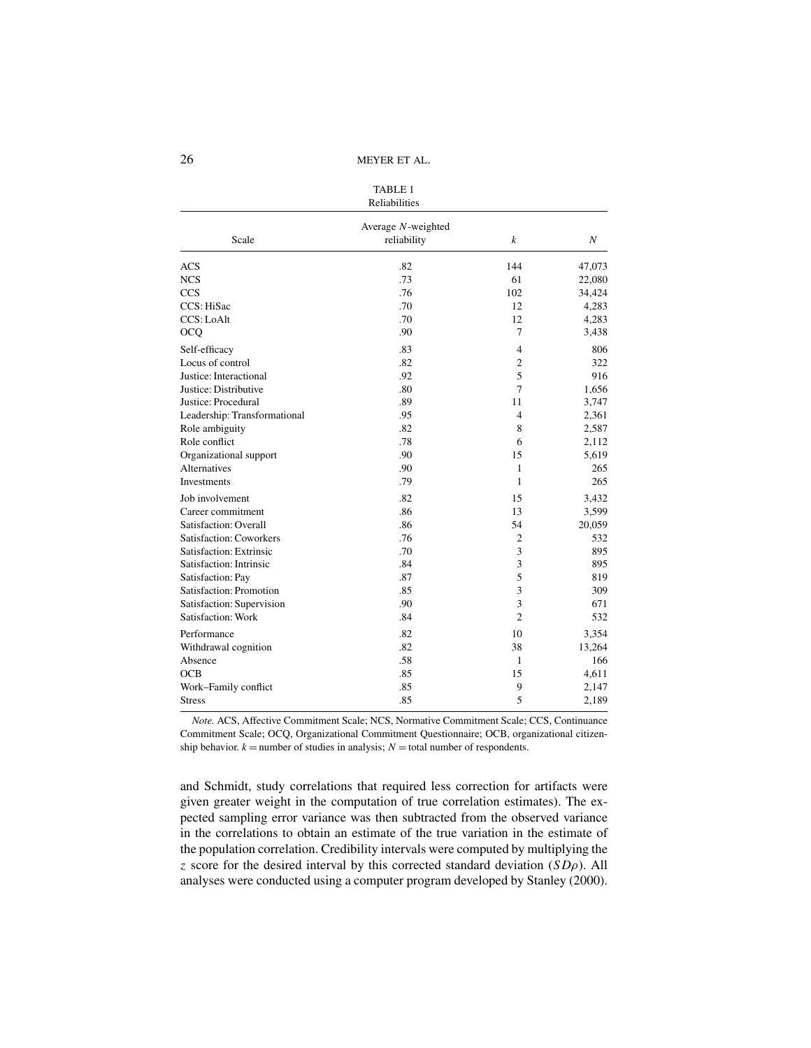TABLE 1
Reliabilities

| Scale | Average $N$-weighted reliability | $k$ | $N$ |
|---|---|---|---|
| ACS | .82 | 144 | 47,073 |
| NCS | .73 | 61 | 22,080 |
| CCS | .76 | 102 | 34,424 |
| CCS: HiSac | .70 | 12 | 4,283 |
| CCS: LoAlt | .70 | 12 | 4,283 |
| OCQ | .90 | 7 | 3,438 |
| Self-efficacy | .83 | 4 | 806 |
| Locus of control | .82 | 2 | 322 |
| Justice: Interactional | .92 | 5 | 916 |
| Justice: Distributive | .80 | 7 | 1,656 |
| Justice: Procedural | .89 | 11 | 3,747 |
| Leadership: Transformational | .95 | 4 | 2,361 |
| Role ambiguity | .82 | 8 | 2,587 |
| Role conflict | .78 | 6 | 2,112 |
| Organizational support | .90 | 15 | 5,619 |
| Alternatives | .90 | 1 | 265 |
| Investments | .79 | 1 | 265 |
| Job involvement | .82 | 15 | 3,432 |
| Career commitment | .86 | 13 | 3,599 |
| Satisfaction: Overall | .86 | 54 | 20,059 |
| Satisfaction: Coworkers | .76 | 2 | 532 |
| Satisfaction: Extrinsic | .70 | 3 | 895 |
| Satisfaction: Intrinsic | .84 | 3 | 895 |
| Satisfaction: Pay | .87 | 5 | 819 |
| Satisfaction: Promotion | .85 | 3 | 309 |
| Satisfaction: Supervision | .90 | 3 | 671 |
| Satisfaction: Work | .84 | 2 | 532 |
| Performance | .82 | 10 | 3,354 |
| Withdrawal cognition | .82 | 38 | 13,264 |
| Absence | .58 | 1 | 166 |
| OCB | .85 | 15 | 4,611 |
| Work–Family conflict | .85 | 9 | 2,147 |
| Stress | .85 | 5 | 2,189 |

*Note.* ACS, Affective Commitment Scale; NCS, Normative Commitment Scale; CCS, Continuance Commitment Scale; OCQ, Organizational Commitment Questionnaire; OCB, organizational citizenship behavior. $k$ = number of studies in analysis; $N$ = total number of respondents.

and Schmidt, study correlations that required less correction for artifacts were given greater weight in the computation of true correlation estimates). The expected sampling error variance was then subtracted from the observed variance in the correlations to obtain an estimate of the true variation in the estimate of the population correlation. Credibility intervals were computed by multiplying the $z$ score for the desired interval by this corrected standard deviation ($SD\rho$). All analyses were conducted using a computer program developed by Stanley (2000).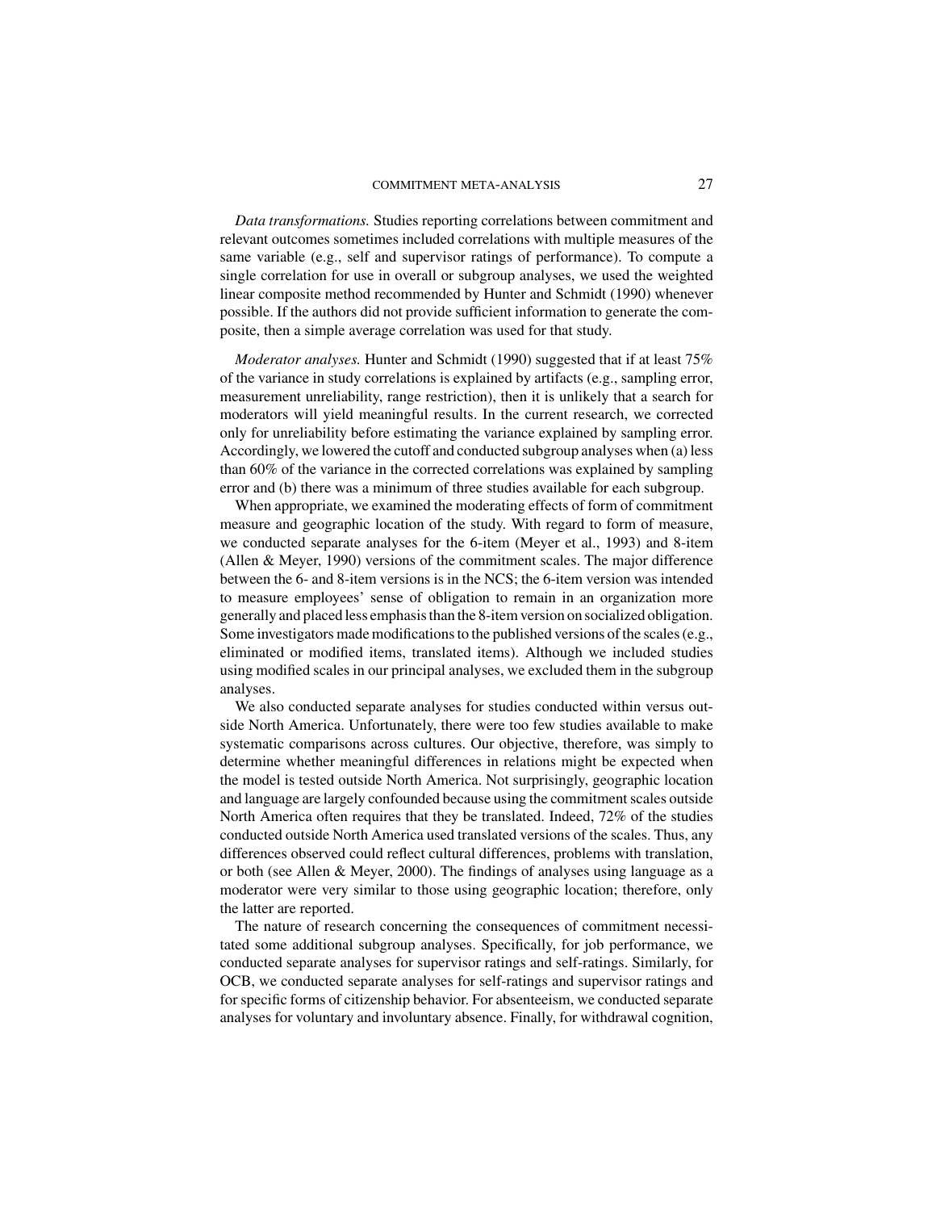*Data transformations.* Studies reporting correlations between commitment and relevant outcomes sometimes included correlations with multiple measures of the same variable (e.g., self and supervisor ratings of performance). To compute a single correlation for use in overall or subgroup analyses, we used the weighted linear composite method recommended by Hunter and Schmidt (1990) whenever possible. If the authors did not provide sufficient information to generate the composite, then a simple average correlation was used for that study.

*Moderator analyses.* Hunter and Schmidt (1990) suggested that if at least 75% of the variance in study correlations is explained by artifacts (e.g., sampling error, measurement unreliability, range restriction), then it is unlikely that a search for moderators will yield meaningful results. In the current research, we corrected only for unreliability before estimating the variance explained by sampling error. Accordingly, we lowered the cutoff and conducted subgroup analyses when (a) less than 60% of the variance in the corrected correlations was explained by sampling error and (b) there was a minimum of three studies available for each subgroup.

When appropriate, we examined the moderating effects of form of commitment measure and geographic location of the study. With regard to form of measure, we conducted separate analyses for the 6-item (Meyer et al., 1993) and 8-item (Allen & Meyer, 1990) versions of the commitment scales. The major difference between the 6- and 8-item versions is in the NCS; the 6-item version was intended to measure employees' sense of obligation to remain in an organization more generally and placed less emphasis than the 8-item version on socialized obligation. Some investigators made modifications to the published versions of the scales (e.g., eliminated or modified items, translated items). Although we included studies using modified scales in our principal analyses, we excluded them in the subgroup analyses.

We also conducted separate analyses for studies conducted within versus outside North America. Unfortunately, there were too few studies available to make systematic comparisons across cultures. Our objective, therefore, was simply to determine whether meaningful differences in relations might be expected when the model is tested outside North America. Not surprisingly, geographic location and language are largely confounded because using the commitment scales outside North America often requires that they be translated. Indeed, 72% of the studies conducted outside North America used translated versions of the scales. Thus, any differences observed could reflect cultural differences, problems with translation, or both (see Allen & Meyer, 2000). The findings of analyses using language as a moderator were very similar to those using geographic location; therefore, only the latter are reported.

The nature of research concerning the consequences of commitment necessitated some additional subgroup analyses. Specifically, for job performance, we conducted separate analyses for supervisor ratings and self-ratings. Similarly, for OCB, we conducted separate analyses for self-ratings and supervisor ratings and for specific forms of citizenship behavior. For absenteeism, we conducted separate analyses for voluntary and involuntary absence. Finally, for withdrawal cognition,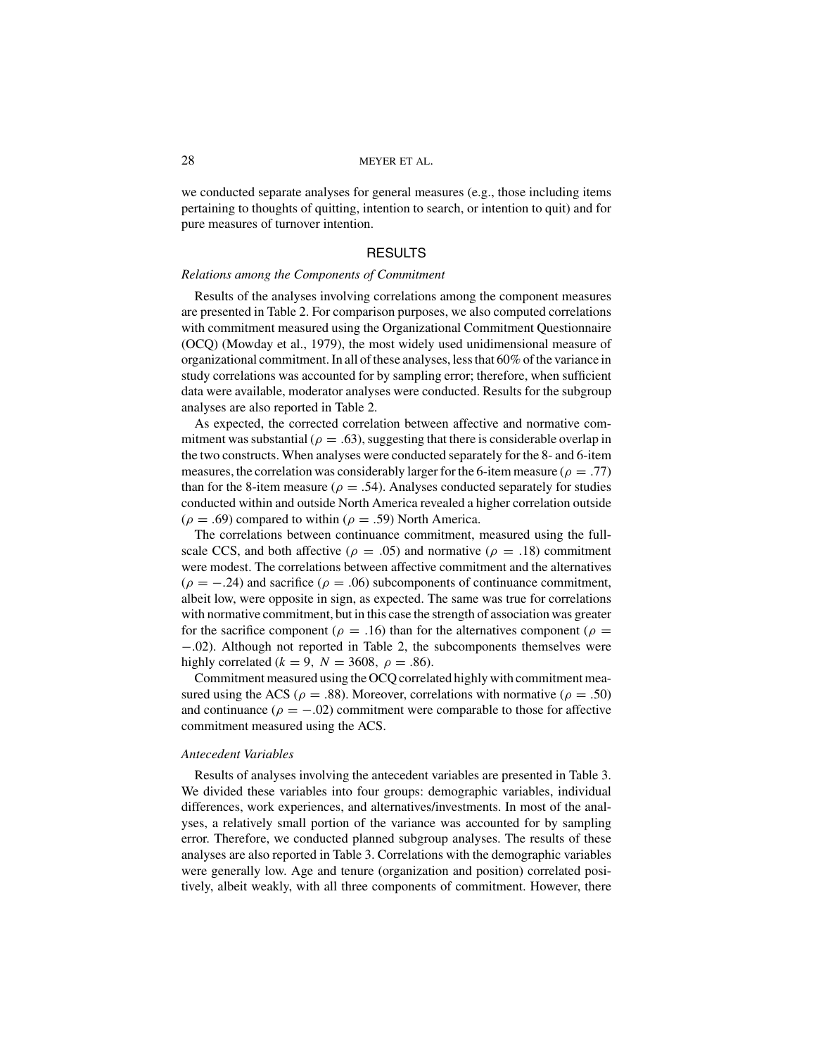we conducted separate analyses for general measures (e.g., those including items pertaining to thoughts of quitting, intention to search, or intention to quit) and for pure measures of turnover intention.

## RESULTS

### *Relations among the Components of Commitment*

Results of the analyses involving correlations among the component measures are presented in Table 2. For comparison purposes, we also computed correlations with commitment measured using the Organizational Commitment Questionnaire (OCQ) (Mowday et al., 1979), the most widely used unidimensional measure of organizational commitment. In all of these analyses, less that 60% of the variance in study correlations was accounted for by sampling error; therefore, when sufficient data were available, moderator analyses were conducted. Results for the subgroup analyses are also reported in Table 2.

As expected, the corrected correlation between affective and normative commitment was substantial ($\rho = .63$), suggesting that there is considerable overlap in the two constructs. When analyses were conducted separately for the 8- and 6-item measures, the correlation was considerably larger for the 6-item measure ($\rho = .77$) than for the 8-item measure ($\rho = .54$). Analyses conducted separately for studies conducted within and outside North America revealed a higher correlation outside ($\rho = .69$) compared to within ($\rho = .59$) North America.

The correlations between continuance commitment, measured using the full-scale CCS, and both affective ($\rho = .05$) and normative ($\rho = .18$) commitment were modest. The correlations between affective commitment and the alternatives ($\rho = -.24$) and sacrifice ($\rho = .06$) subcomponents of continuance commitment, albeit low, were opposite in sign, as expected. The same was true for correlations with normative commitment, but in this case the strength of association was greater for the sacrifice component ($\rho = .16$) than for the alternatives component ($\rho = -.02$). Although not reported in Table 2, the subcomponents themselves were highly correlated ($k = 9,\ N = 3608,\ \rho = .86$).

Commitment measured using the OCQ correlated highly with commitment measured using the ACS ($\rho = .88$). Moreover, correlations with normative ($\rho = .50$) and continuance ($\rho = -.02$) commitment were comparable to those for affective commitment measured using the ACS.

### *Antecedent Variables*

Results of analyses involving the antecedent variables are presented in Table 3. We divided these variables into four groups: demographic variables, individual differences, work experiences, and alternatives/investments. In most of the analyses, a relatively small portion of the variance was accounted for by sampling error. Therefore, we conducted planned subgroup analyses. The results of these analyses are also reported in Table 3. Correlations with the demographic variables were generally low. Age and tenure (organization and position) correlated positively, albeit weakly, with all three components of commitment. However, there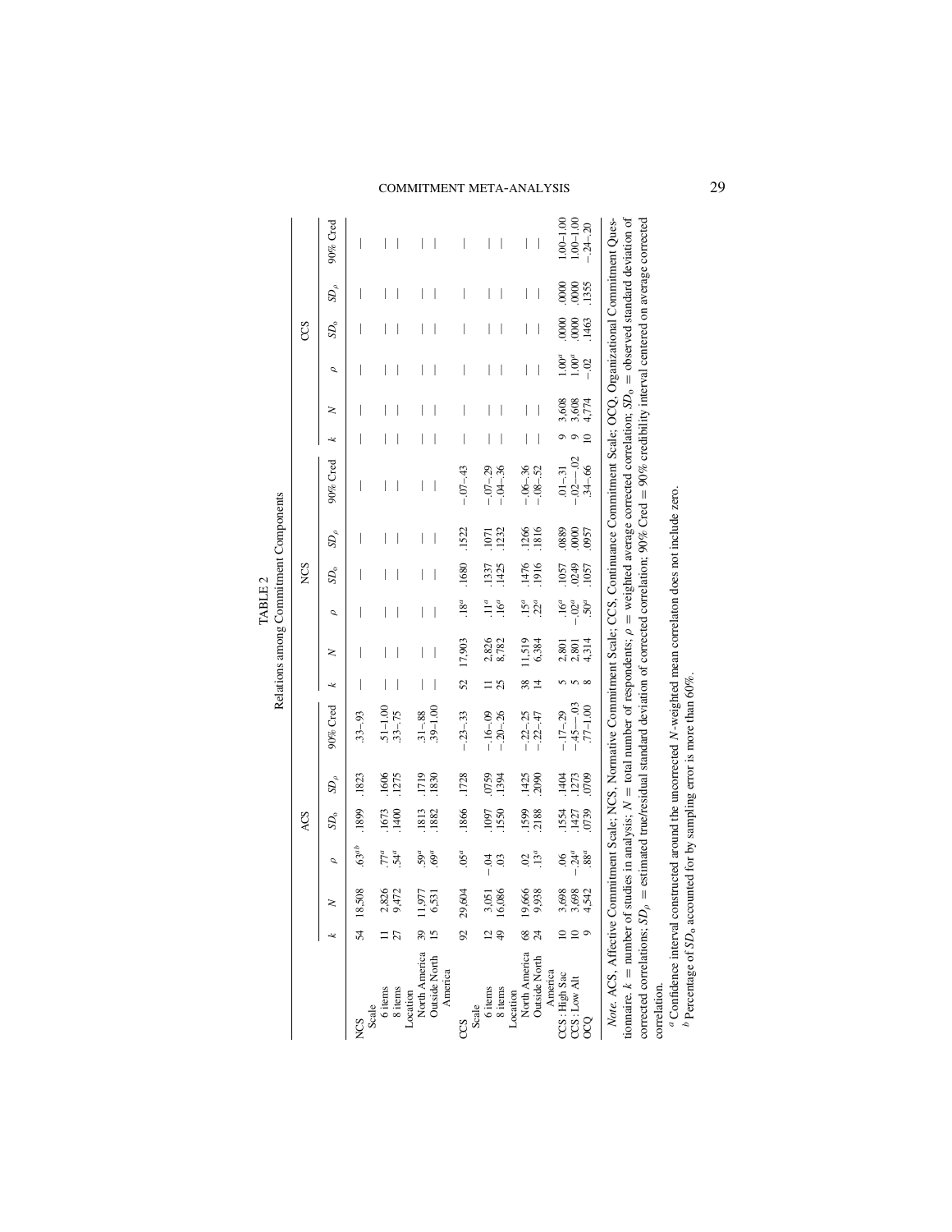TABLE 2
Relations among Commitment Components

| | ACS | | | | | | NCS | | | | | | CCS | | | | | |
|---|---|---|---|---|---|---|---|---|---|---|---|---|---|---|---|---|---|---|
| | $k$ | $N$ | $\rho$ | $SD_o$ | $SD_\rho$ | 90% Cred | $k$ | $N$ | $\rho$ | $SD_o$ | $SD_\rho$ | 90% Cred | $k$ | $N$ | $\rho$ | $SD_o$ | $SD_\rho$ | 90% Cred |
| NCS | 54 | 18,508 | .63[a,b] | .1899 | .1823 | .33–.93 | — | — | — | — | — | — | — | — | — | — | — | — |
| Scale | | | | | | | | | | | | | | | | | | |
| 6 items | 11 | 2,826 | .77[a] | .1673 | .1606 | .51–1.00 | — | — | — | — | — | — | — | — | — | — | — | — |
| 8 items | 27 | 9,472 | .54[a] | .1400 | .1275 | .33–.75 | — | — | — | — | — | — | — | — | — | — | — | — |
| Location | | | | | | | | | | | | | | | | | | |
| North America | 39 | 11,977 | .59[a] | .1813 | .1719 | .31–.88 | — | — | — | — | — | — | — | — | — | — | — | — |
| Outside North America | 15 | 6,531 | .69[a] | .1882 | .1830 | .39–1.00 | — | — | — | — | — | — | — | — | — | — | — | — |
| CCS | 92 | 29,604 | .05[a] | .1866 | .1728 | −.23–.33 | 52 | 17,903 | .18[a] | .1680 | .1522 | −.07–.43 | — | — | — | — | — | — |
| Scale | | | | | | | | | | | | | | | | | | |
| 6 items | 12 | 3,051 | −.04 | .1097 | .0759 | −.16–.09 | 11 | 2,826 | .11[a] | .1337 | .1071 | −.07–.29 | — | — | — | — | — | — |
| 8 items | 49 | 16,086 | .03 | .1550 | .1394 | −.20–.26 | 25 | 8,782 | .16[a] | .1425 | .1232 | −.04–.36 | — | — | — | — | — | — |
| Location | | | | | | | | | | | | | | | | | | |
| North America | 68 | 19,666 | .02 | .1599 | .1425 | −.22–.25 | 38 | 11,519 | .15[a] | .1476 | .1266 | −.06–.36 | — | — | — | — | — | — |
| Outside North America | 24 | 9,938 | .13[a] | .2188 | .2090 | −.22–.47 | 14 | 6,384 | .22[a] | .1916 | .1816 | −.08–.52 | — | — | — | — | — | — |
| CCS: High Sac | 10 | 3,698 | .06 | .1554 | .1404 | −.17–.29 | 5 | 2,801 | .16[a] | .1057 | .0889 | .01–.31 | 9 | 3,608 | 1.00[a] | .0000 | .0000 | 1.00–1.00 |
| CCS: Low Alt | 10 | 3,698 | −.24[a] | .1427 | .1273 | −.45—.03 | 5 | 2,801 | −.02[a] | .0249 | .0000 | −.02—.02 | 9 | 3,608 | 1.00[a] | .0000 | .0000 | 1.00–1.00 |
| OCQ | 9 | 4,542 | .88[a] | .0739 | .0709 | .77–1.00 | 8 | 4,314 | .50[a] | .1057 | .0957 | .34–.66 | 10 | 4,774 | −.02 | .1463 | .1355 | −.24–.20 |

*Note.* ACS, Affective Commitment Scale; NCS, Normative Commitment Scale; CCS, Continuance Commitment Scale; OCQ, Organizational Commitment Questionnaire. $k$ = number of studies in analysis; $N$ = total number of respondents; $\rho$ = weighted average corrected correlation; $SD_o$ = observed standard deviation of corrected correlations; $SD_\rho$ = estimated true/residual standard deviation of corrected correlation; 90% Cred = 90% credibility interval centered on average corrected correlation.

[a] Confidence interval constructed around the uncorrected $N$-weighted mean correlaton does not include zero.

[b] Percentage of $SD_o$ accounted for by sampling error is more than 60%.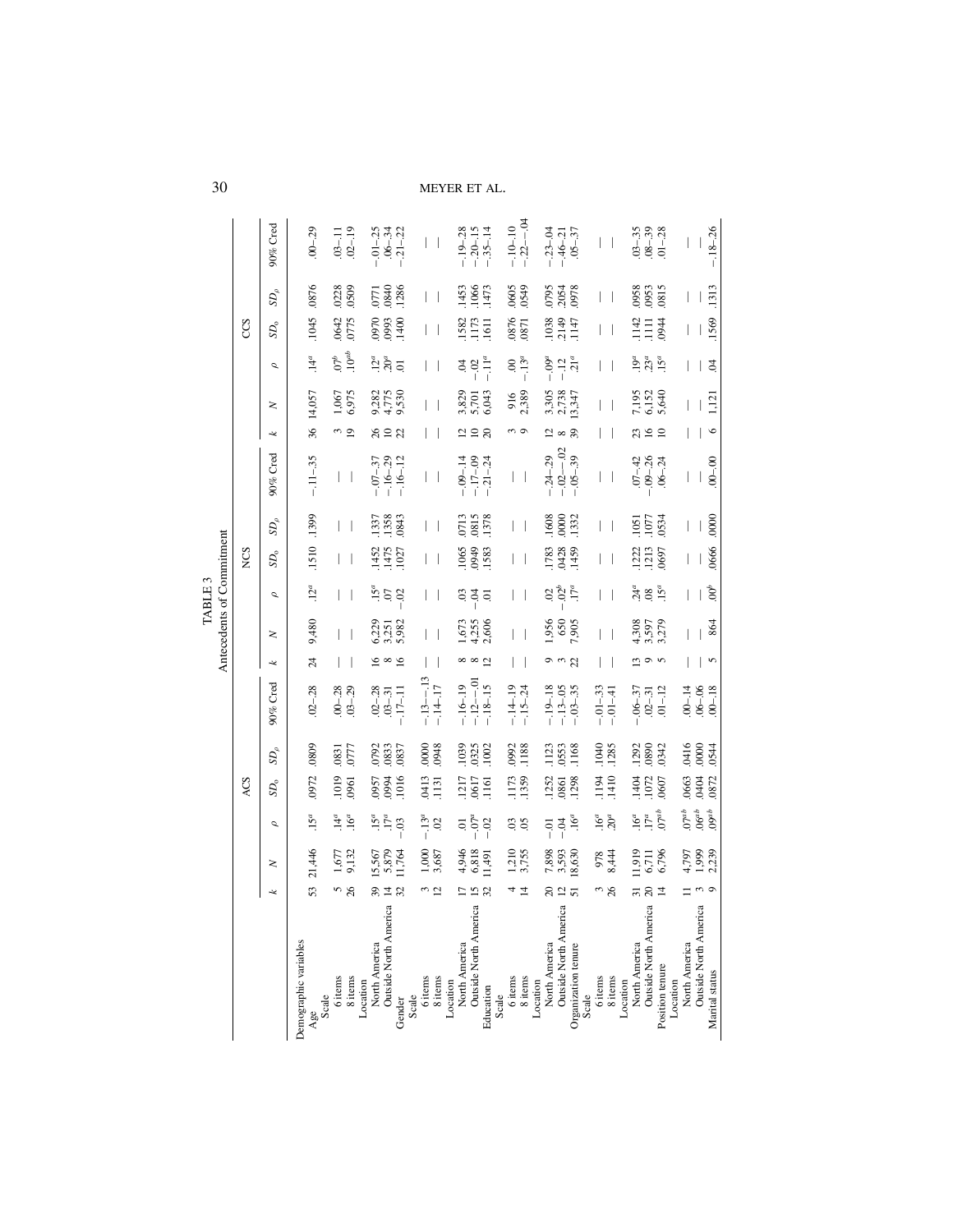TABLE 3

Antecedents of Commitment

| | ACS | | | | | | NCS | | | | | | CCS | | | | | |
|---|---|---|---|---|---|---|---|---|---|---|---|---|---|---|---|---|---|---|
| | $k$ | $N$ | $\rho$ | $SD_o$ | $SD_\rho$ | 90% Cred | $k$ | $N$ | $\rho$ | $SD_o$ | $SD_\rho$ | 90% Cred | $k$ | $N$ | $\rho$ | $SD_o$ | $SD_\rho$ | 90% Cred |
| Demographic variables | | | | | | | | | | | | | | | | | | |
| Age | 53 | 21,446 | .15[a] | .0972 | .0809 | .02–.28 | 24 | 9,480 | .12[a] | .1510 | .1399 | −.11–.35 | 36 | 14,057 | .14[a] | .1045 | .0876 | .00–.29 |
| Scale | | | | | | | | | | | | | | | | | | |
| 6 items | 5 | 1,677 | .14[a] | .1019 | .0831 | .00–.28 | — | — | — | — | — | — | 3 | 1,067 | .07[b] | .0642 | .0228 | .03–.11 |
| 8 items | 26 | 9,132 | .16[a] | .0961 | .0777 | .03–.29 | — | — | — | — | — | — | 19 | 6,975 | .10[ab] | .0775 | .0509 | .02–.19 |
| Location | | | | | | | | | | | | | | | | | | |
| North America | 39 | 15,567 | .15[a] | .0957 | .0792 | .02–.28 | 16 | 6,229 | .15[a] | .1452 | .1337 | −.07–.37 | 26 | 9,282 | .12[a] | .0970 | .0771 | −.01–.25 |
| Outside North America | 14 | 5,879 | .17[a] | .0994 | .0833 | .03–.31 | 8 | 3,251 | .07 | .1475 | .1358 | −.16–.29 | 10 | 4,775 | .20[a] | .0993 | .0840 | .06–.34 |
| Gender | 32 | 11,764 | −.03 | .1016 | .0837 | −.17–.11 | 16 | 5,982 | −.02 | .1027 | .0843 | −.16–.12 | 22 | 9,530 | .01 | .1400 | .1286 | −.21–.22 |
| Scale | | | | | | | | | | | | | | | | | | |
| 6 items | 3 | 1,000 | −.13[a] | .0413 | .0000 | −.13– −.13 | — | — | — | — | — | — | — | — | — | — | — | — |
| 8 items | 12 | 3,687 | .02 | .1131 | .0948 | −.14–.17 | — | — | — | — | — | — | — | — | — | — | — | — |
| Location | | | | | | | | | | | | | | | | | | |
| North America | 17 | 4,946 | .01 | .1217 | .1039 | −.16–.19 | 8 | 1,673 | .03 | .1065 | .0713 | −.09–.14 | 12 | 3,829 | .04 | .1582 | .1453 | −.19–.28 |
| Outside North America | 15 | 6,818 | −.07[a] | .0617 | .0325 | −.12– −.01 | 8 | 4,255 | −.04 | .0949 | .0815 | −.17–.09 | 10 | 5,701 | −.02 | .1173 | .1066 | −.20–.15 |
| Education | 32 | 11,491 | −.02 | .1161 | .1002 | −.18–.15 | 12 | 2,606 | .01 | .1583 | .1378 | −.21–.24 | 20 | 6,043 | −.11[a] | .1611 | .1473 | −.35–.14 |
| Scale | | | | | | | | | | | | | | | | | | |
| 6 items | 4 | 1,210 | .03 | .1173 | .0992 | −.14–.19 | — | — | — | — | — | — | 3 | 916 | .00 | .0876 | .0605 | −.10–.10 |
| 8 items | 14 | 3,755 | .05 | .1359 | .1188 | −.15–.24 | — | — | — | — | — | — | 9 | 2,389 | −.13[a] | .0871 | .0549 | −.22– −.04 |
| Location | | | | | | | | | | | | | | | | | | |
| North America | 20 | 7,898 | −.01 | .1252 | .1123 | −.19–.18 | 9 | 1,956 | .02 | .1783 | .1608 | −.24–.29 | 12 | 3,305 | −.09[a] | .1038 | .0795 | −.23–.04 |
| Outside North America | 12 | 3,593 | −.04 | .0861 | .0553 | −.13–.05 | 3 | 650 | −.02[b] | .0428 | .0000 | −.02– −.02 | 8 | 2,738 | −.12 | .2149 | .2054 | −.46–.21 |
| Organization tenure | 51 | 18,630 | .16[a] | .1298 | .1168 | −.03–.35 | 22 | 7,905 | .17[a] | .1459 | .1332 | −.05–.39 | 39 | 13,347 | .21[a] | .1147 | .0978 | .05–.37 |
| Scale | | | | | | | | | | | | | | | | | | |
| 6 items | 3 | 978 | .16[a] | .1194 | .1040 | −.01–.33 | — | — | — | — | — | — | — | — | — | — | — | — |
| 8 items | 26 | 8,444 | .20[a] | .1410 | .1285 | −.01–.41 | — | — | — | — | — | — | — | — | — | — | — | — |
| Location | | | | | | | | | | | | | | | | | | |
| North America | 31 | 11,919 | .16[a] | .1404 | .1292 | −.06–.37 | 13 | 4,308 | .24[a] | .1222 | .1051 | .07–.42 | 23 | 7,195 | .19[a] | .1142 | .0958 | .03–.35 |
| Outside North America | 20 | 6,711 | .17[a] | .1072 | .0890 | .02–.31 | 9 | 3,597 | .08 | .1213 | .1077 | −.09–.26 | 16 | 6,152 | .23[a] | .1111 | .0953 | .08–.39 |
| Position tenure | 14 | 6,796 | .07[ab] | .0607 | .0342 | .01–.12 | 5 | 3,279 | .15[a] | .0697 | .0534 | .06–.24 | 10 | 5,640 | .15[a] | .0944 | .0815 | .01–.28 |
| Location | | | | | | | | | | | | | | | | | | |
| North America | 11 | 4,797 | .07[ab] | .0663 | .0416 | .00–.14 | — | — | — | — | — | — | — | — | — | — | — | — |
| Outside North America | 3 | 1,999 | .06[ab] | .0404 | .0000 | .06–.06 | — | — | — | — | — | — | — | — | — | — | — | — |
| Marital status | 9 | 2,239 | .09[ab] | .0872 | .0544 | .00–.18 | 5 | 864 | .00[b] | .0666 | .0000 | .00–.00 | 6 | 1,121 | .04 | .1569 | .1313 | −.18–.26 |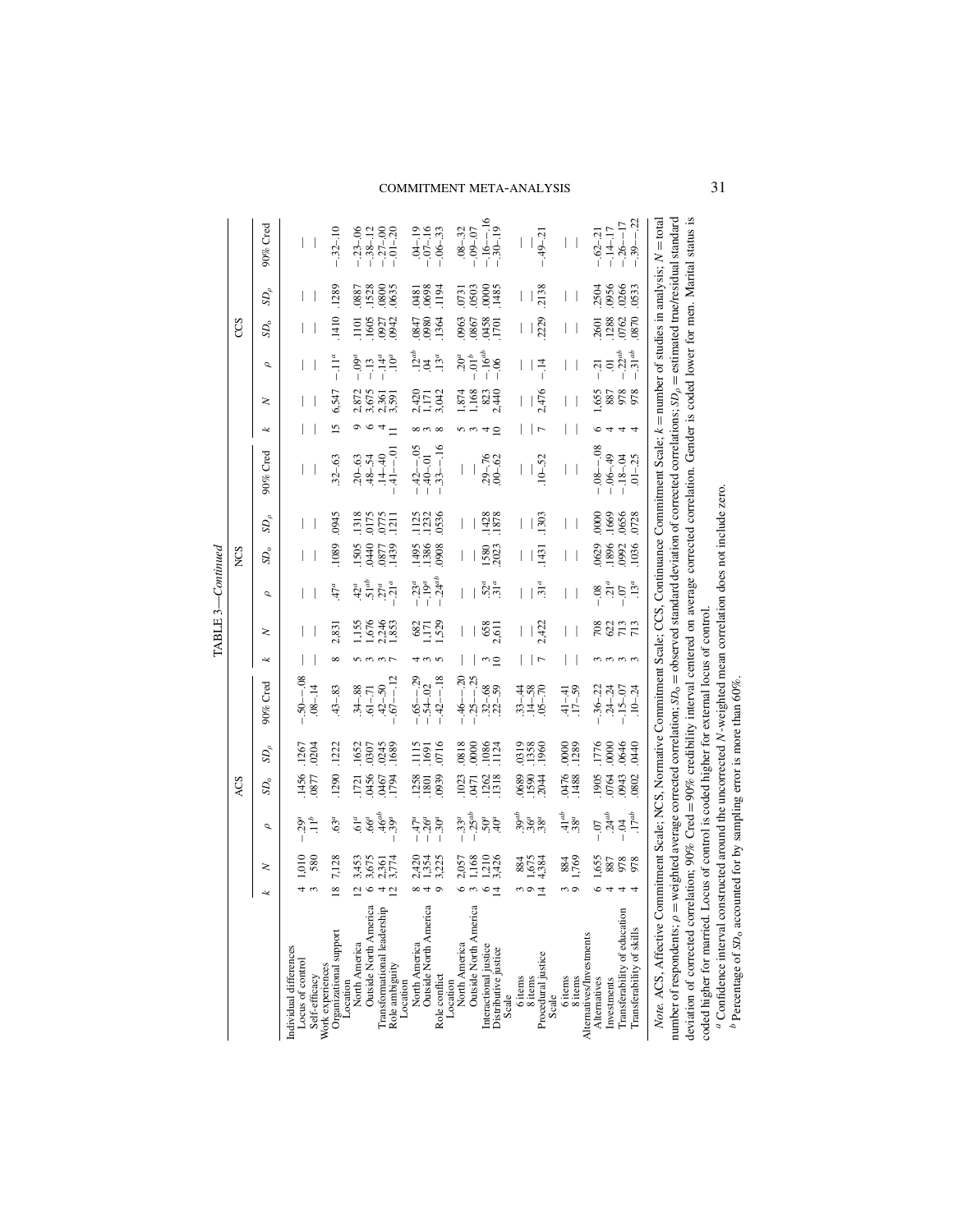TABLE 3—*Continued*

| | ACS | | | | | | NCS | | | | | | CCS | | | | | |
|---|---|---|---|---|---|---|---|---|---|---|---|---|---|---|---|---|---|---|
| | *k* | *N* | ρ | $SD_o$ | $SD_\rho$ | 90% Cred | *k* | *N* | ρ | $SD_o$ | $SD_\rho$ | 90% Cred | *k* | *N* | ρ | $SD_o$ | $SD_\rho$ | 90% Cred |
| Individual differences | | | | | | | | | | | | | | | | | | |
| Locus of control | 4 | 1,010 | −.29[a] | .1456 | .1267 | −.50–−.08 | — | — | — | — | — | — | — | — | — | — | — | — |
| Self-efficacy | 3 | 580 | .11[b] | .0877 | .0204 | .08–.14 | — | — | — | — | — | — | — | — | — | — | — | — |
| Work experiences | | | | | | | | | | | | | | | | | | |
| Organizational support | 18 | 7,128 | .63[a] | .1290 | .1222 | .43–.83 | 8 | 2,831 | .47[a] | .1089 | .0945 | .32–.63 | 15 | 6,547 | −.11[a] | .1410 | .1289 | −.32–.10 |
| Location | | | | | | | | | | | | | | | | | | |
| North America | 12 | 3,453 | .61[a] | .1721 | .1652 | .34–.88 | 5 | 1,155 | .42[a] | .1505 | .1318 | .20–.63 | 9 | 2,872 | −.09[a] | .1101 | .0887 | −.23–.06 |
| Outside North America | 6 | 3,675 | .66[a] | .0456 | .0307 | .61–.71 | 3 | 1,676 | .51[ab] | .0440 | .0175 | .48–.54 | 6 | 3,675 | −.13 | .1605 | .1528 | −.38–.12 |
| Transformational leadership | 4 | 2,361 | .46[ab] | .0467 | .0245 | .42–.50 | 3 | 2,246 | .27[a] | .0877 | .0775 | .14–.40 | 4 | 2,361 | −.14[a] | .0927 | .0800 | −.27–.00 |
| Role ambiguity | 12 | 3,774 | −.39[a] | .1794 | .1689 | −.67–−.12 | 7 | 1,853 | −.21[a] | .1439 | .1211 | −.41–−.01 | 11 | 3,591 | .10[a] | .0942 | .0635 | −.01–.20 |
| Location | | | | | | | | | | | | | | | | | | |
| North America | 8 | 2,420 | −.47[a] | .1258 | .1115 | −.65–−.29 | 4 | 682 | −.23[a] | .1495 | .1125 | −.42–−.05 | 8 | 2,420 | .12[ab] | .0847 | .0481 | .04–.19 |
| Outside North America | 4 | 1,354 | −.28[a] | .1801 | .1691 | −.54–.02 | 3 | 1,171 | −.19[a] | .1386 | .1232 | −.40–.01 | 3 | 1,171 | .04 | .0980 | .0698 | −.07–.16 |
| Role conflict | 9 | 3,225 | −.30[a] | .0939 | .0716 | −.42–−.18 | 5 | 1,529 | −.24[ab] | .0908 | .0536 | −.33–−.16 | 8 | 3,042 | .13[a] | .1364 | .1194 | −.06–.33 |
| Location | | | | | | | | | | | | | | | | | | |
| North America | 6 | 2,057 | −.33[a] | .1023 | .0818 | −.46–−.20 | — | — | — | — | — | — | 5 | 1,874 | .20[a] | .0963 | .0731 | .08–.32 |
| Outside North America | 3 | 1,168 | −.25[ab] | .0471 | .0000 | −.25–−.25 | — | — | — | — | — | — | 3 | 1,168 | .01[b] | .0867 | .0503 | −.09–.07 |
| Interactional justice | 6 | 1,210 | .50[a] | .1262 | .1086 | .32–.68 | 3 | 658 | .52[a] | .1580 | .1428 | .29–.76 | 4 | 823 | −.16[ab] | .0458 | .0000 | −.16–−.16 |
| Distributive justice | 14 | 3,426 | .40[a] | .1318 | .1124 | .22–.59 | 10 | 2,611 | .31[a] | .2023 | .1878 | .00–.62 | 10 | 2,440 | −.06 | .1701 | .1485 | −.30–.19 |
| Scale | | | | | | | | | | | | | | | | | | |
| 6 items | 3 | 884 | .39[ab] | .0689 | .0319 | .33–.44 | — | — | — | — | — | — | — | — | — | — | — | — |
| 8 items | 9 | 1,675 | .36[a] | .1590 | .1358 | .14–.58 | — | — | — | — | — | — | — | — | — | — | — | — |
| Procedural justice | 14 | 4,384 | .38[a] | .2044 | .1960 | .05–.70 | 7 | 2,422 | .31[a] | .1431 | .1303 | .10–.52 | 7 | 2,476 | −.14 | .2229 | .2138 | −.49–.21 |
| Scale | | | | | | | | | | | | | | | | | | |
| 6 items | 3 | 884 | .41[ab] | .0476 | .0000 | .41–.41 | — | — | — | — | — | — | — | — | — | — | — | — |
| 8 items | 9 | 1,769 | .38[a] | .1488 | .1289 | .17–.59 | — | — | — | — | — | — | — | — | — | — | — | — |
| Alternatives/investments | | | | | | | | | | | | | | | | | | |
| Alternatives | 6 | 1,655 | −.07 | .1905 | .1776 | −.36–.22 | 3 | 708 | −.08 | .0629 | .0000 | −.08–−.08 | 6 | 1,655 | −.21 | .2601 | .2504 | −.62–.21 |
| Investments | 4 | 887 | .24[ab] | .0764 | .0000 | .24–.24 | 3 | 622 | .21[a] | .1896 | .1669 | −.06–.49 | 4 | 887 | .01 | .1288 | .0956 | −.14–.17 |
| Transferability of education | 4 | 978 | −.04 | .0943 | .0646 | −.15–.07 | 3 | 713 | −.07 | .0992 | .0656 | −.18–.04 | 4 | 978 | −.22[ab] | .0762 | .0266 | −.26–−.17 |
| Transferability of skills | 4 | 978 | .17[ab] | .0802 | .0440 | .10–.24 | 3 | 713 | .13[a] | .1036 | .0728 | .01–.25 | 4 | 978 | −.31[ab] | .0870 | .0533 | −.39–−.22 |

*Note.* ACS, Affective Commitment Scale; NCS, Normative Commitment Scale; CCS, Continuance Commitment Scale; *k* = number of studies in analysis; *N* = total number of respondents; ρ = weighted average corrected correlation; $SD_o$ = observed standard deviation of corrected correlations; $SD_\rho$ = estimated true/residual standard deviation of corrected correlation; 90% Cred = 90% credibility interval centered on average corrected correlation. Gender is coded lower for men. Marital status is coded higher for married. Locus of control is coded higher for external locus of control.

[a] Confidence interval constructed around the uncorrected *N*-weighted mean correlation does not include zero.

[b] Percentage of $SD_o$ accounted for by sampling error is more than 60%.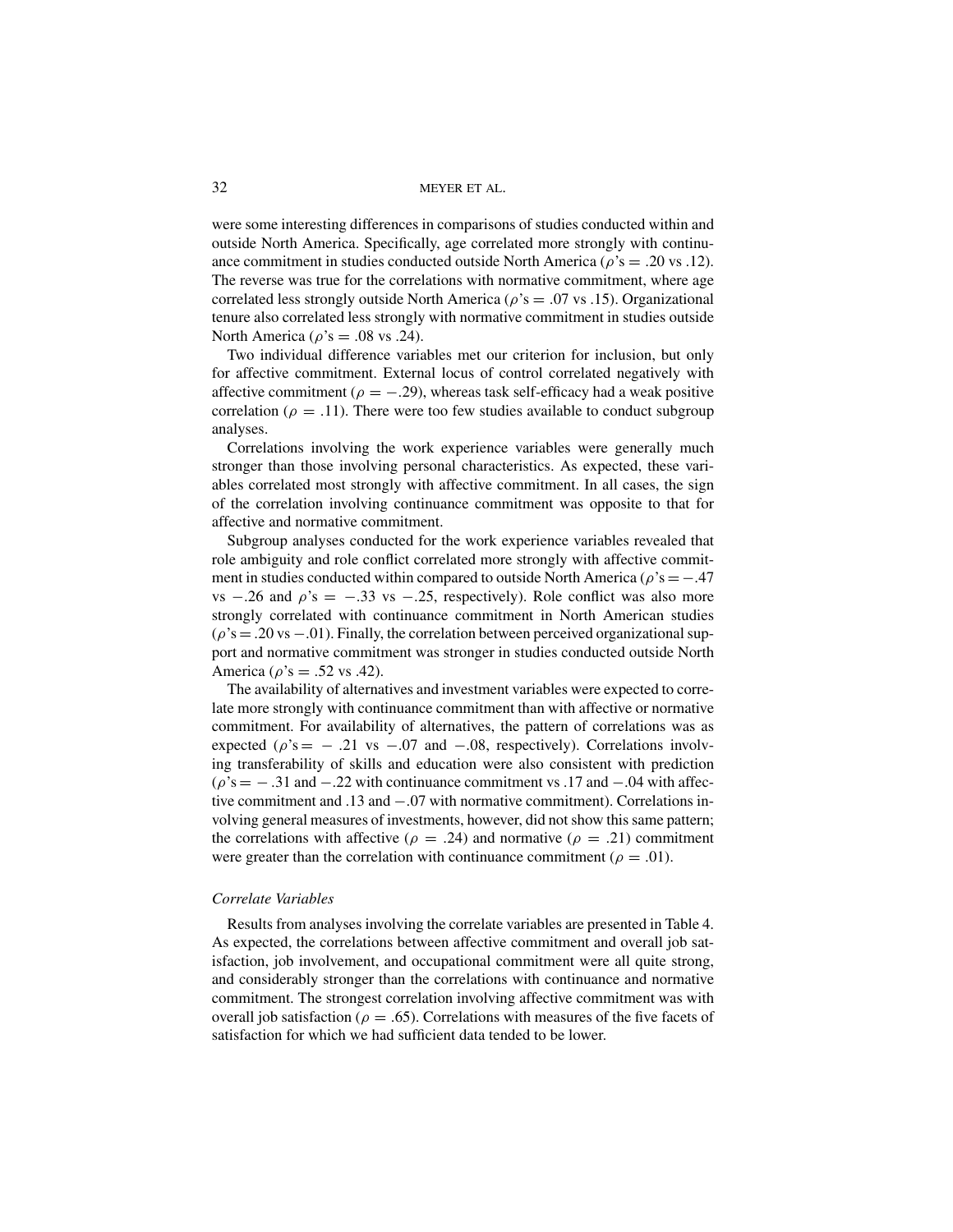were some interesting differences in comparisons of studies conducted within and outside North America. Specifically, age correlated more strongly with continuance commitment in studies conducted outside North America ($\rho$'s = .20 vs .12). The reverse was true for the correlations with normative commitment, where age correlated less strongly outside North America ($\rho$'s = .07 vs .15). Organizational tenure also correlated less strongly with normative commitment in studies outside North America ($\rho$'s = .08 vs .24).

Two individual difference variables met our criterion for inclusion, but only for affective commitment. External locus of control correlated negatively with affective commitment ($\rho = -.29$), whereas task self-efficacy had a weak positive correlation ($\rho = .11$). There were too few studies available to conduct subgroup analyses.

Correlations involving the work experience variables were generally much stronger than those involving personal characteristics. As expected, these variables correlated most strongly with affective commitment. In all cases, the sign of the correlation involving continuance commitment was opposite to that for affective and normative commitment.

Subgroup analyses conducted for the work experience variables revealed that role ambiguity and role conflict correlated more strongly with affective commitment in studies conducted within compared to outside North America ($\rho$'s = −.47 vs −.26 and $\rho$'s = −.33 vs −.25, respectively). Role conflict was also more strongly correlated with continuance commitment in North American studies ($\rho$'s = .20 vs −.01). Finally, the correlation between perceived organizational support and normative commitment was stronger in studies conducted outside North America ($\rho$'s = .52 vs .42).

The availability of alternatives and investment variables were expected to correlate more strongly with continuance commitment than with affective or normative commitment. For availability of alternatives, the pattern of correlations was as expected ($\rho$'s = −.21 vs −.07 and −.08, respectively). Correlations involving transferability of skills and education were also consistent with prediction ($\rho$'s = −.31 and −.22 with continuance commitment vs .17 and −.04 with affective commitment and .13 and −.07 with normative commitment). Correlations involving general measures of investments, however, did not show this same pattern; the correlations with affective ($\rho = .24$) and normative ($\rho = .21$) commitment were greater than the correlation with continuance commitment ($\rho = .01$).

### *Correlate Variables*

Results from analyses involving the correlate variables are presented in Table 4. As expected, the correlations between affective commitment and overall job satisfaction, job involvement, and occupational commitment were all quite strong, and considerably stronger than the correlations with continuance and normative commitment. The strongest correlation involving affective commitment was with overall job satisfaction ($\rho = .65$). Correlations with measures of the five facets of satisfaction for which we had sufficient data tended to be lower.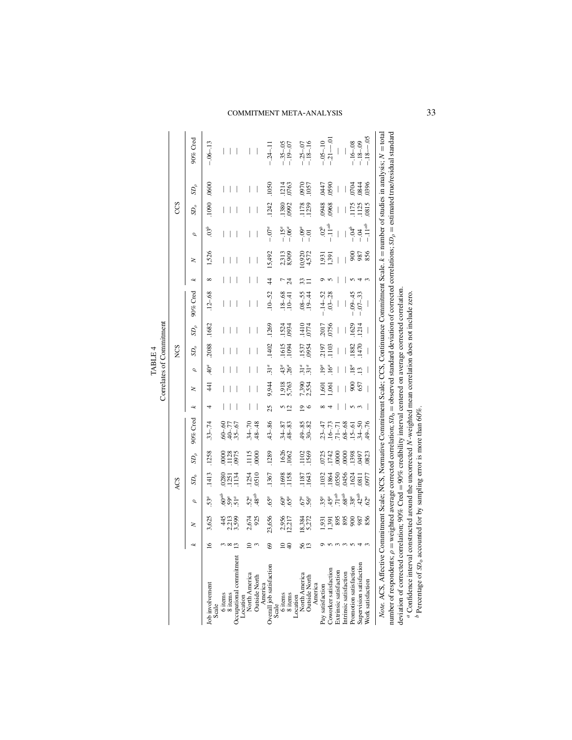TABLE 4

Correlates of Commitment

| | ACS | | | | | | NCS | | | | | | CCS | | | | | |
|---|---|---|---|---|---|---|---|---|---|---|---|---|---|---|---|---|---|---|
| | $k$ | $N$ | $\rho$ | $SD_o$ | $SD_\rho$ | 90% Cred | $k$ | $N$ | $\rho$ | $SD_o$ | $SD_\rho$ | 90% Cred | $k$ | $N$ | $\rho$ | $SD_o$ | $SD_\rho$ | 90% Cred |
| Job involvement | 16 | 3,625 | .53[a] | .1413 | .1258 | .33–.74 | 4 | 441 | .40[a] | .2088 | .1682 | .12–.68 | 8 | 1,526 | .03[b] | .1090 | .0600 | −.06–.13 |
| Scale | | | | | | | | | | | | | | | | | | |
| 6 items | 3 | 445 | .60[ab] | .0280 | .0000 | .60–.60 | — | — | — | — | — | — | — | — | — | — | — | — |
| 8 items | 8 | 2,213 | .59[a] | .1251 | .1128 | .40–.77 | — | — | — | — | — | — | — | — | — | — | — | — |
| Occupational commitment | 13 | 3,599 | .51[a] | .1134 | .0975 | .35–.67 | — | — | — | — | — | — | — | — | — | — | — | — |
| Location | | | | | | | | | | | | | | | | | | |
| North America | 10 | 2,674 | .52[a] | .1254 | .1115 | .34–.70 | — | — | — | — | — | — | — | — | — | — | — | — |
| Outside North America | 3 | 925 | .48[ab] | .0510 | .0000 | .48–.48 | — | — | — | — | — | — | — | — | — | — | — | — |
| Overall job satisfaction | 69 | 23,656 | .65[a] | .1367 | .1289 | .43–.86 | 25 | 9,944 | .31[a] | .1402 | .1269 | .10–.52 | 44 | 15,492 | −.07[a] | .1242 | .1050 | −.24–.11 |
| Scale | | | | | | | | | | | | | | | | | | |
| 6 items | 10 | 2,956 | .60[a] | .1698 | .1626 | .34–.87 | 5 | 1,918 | .43[a] | .1615 | .1524 | .18–.68 | 7 | 2,313 | −.15[a] | .1380 | .1214 | −.35–.05 |
| 8 items | 40 | 12,217 | .65[a] | .1158 | .1062 | .48–.83 | 12 | 5,763 | .26[a] | .1094 | .0934 | .10–.41 | 24 | 8,909 | −.06[a] | .0992 | .0763 | −.19–.07 |
| Location | | | | | | | | | | | | | | | | | | |
| North America | 56 | 18,384 | .67[a] | .1187 | .1102 | .49–.85 | 19 | 7,390 | .31[a] | .1537 | .1410 | .08–.55 | 33 | 10,920 | −.09[a] | .1178 | .0970 | −.25–.07 |
| Outside North America | 13 | 5,272 | .56[a] | .1643 | .1569 | .30–.82 | 6 | 2,554 | .31[a] | .0954 | .0774 | .19–.44 | 11 | 4,572 | −.01 | .1239 | .1057 | −.18–.16 |
| Pay satisfaction | 9 | 1,931 | .35[a] | .1032 | .0725 | .23–.47 | 8 | 1,601 | .19[a] | .2197 | .2017 | −.14–.52 | 9 | 1,931 | .02[b] | .0948 | .0447 | −.05–.10 |
| Coworker satisfaction | 5 | 1,391 | .45[a] | .1864 | .1742 | .16–.73 | 4 | 1,061 | .16[a] | .1103 | .0756 | .03–.28 | 5 | 1,391 | −.11[ab] | .0968 | .0590 | −.21–−.01 |
| Extrinsic satisfaction | 3 | 895 | .71[ab] | .0550 | .0000 | .71–.71 | — | — | — | — | — | — | — | — | — | — | — | — |
| Intrinsic satisfaction | 3 | 895 | .68[ab] | .0456 | .0000 | .68–.68 | — | — | — | — | — | — | — | — | — | — | — | — |
| Promotion satisfaction | 5 | 900 | .38[a] | .1624 | .1398 | .15–.61 | 5 | 900 | .18[a] | .1882 | .1629 | −.09–.45 | 5 | 900 | −.04[b] | .1175 | .0704 | −.16–.08 |
| Supervision satisfaction | 4 | 987 | .42[ab] | .0811 | .0497 | .34–.50 | 3 | 657 | .13 | .1470 | .1214 | −.07–.33 | 4 | 987 | −.04 | .1125 | .0844 | −.18–.09 |
| Work satisfaction | 3 | 856 | .62[a] | .0977 | .0823 | .49–.76 | — | — | — | — | — | — | 3 | 856 | −.11[ab] | .0815 | .0396 | −.18–−.05 |

*Note.* ACS, Affective Commitment Scale; NCS, Normative Commitment Scale; CCS, Continuance Commitment Scale. $k$ = number of studies in analysis; $N$ = total number of respondents; $\rho$ = weighted average corrected correlation; $SD_o$ = observed standard deviation of corrected correlations; $SD_\rho$ = estimated true/residual standard deviation of corrected correlation; 90% Cred = 90% credibility interval centered on average corrected correlation.

[a] Confidence interval constructed around the uncorrected $N$-weighted mean correlation does not include zero.

[b] Percentage of $SD_o$ accounted for by sampling error is more than 60%.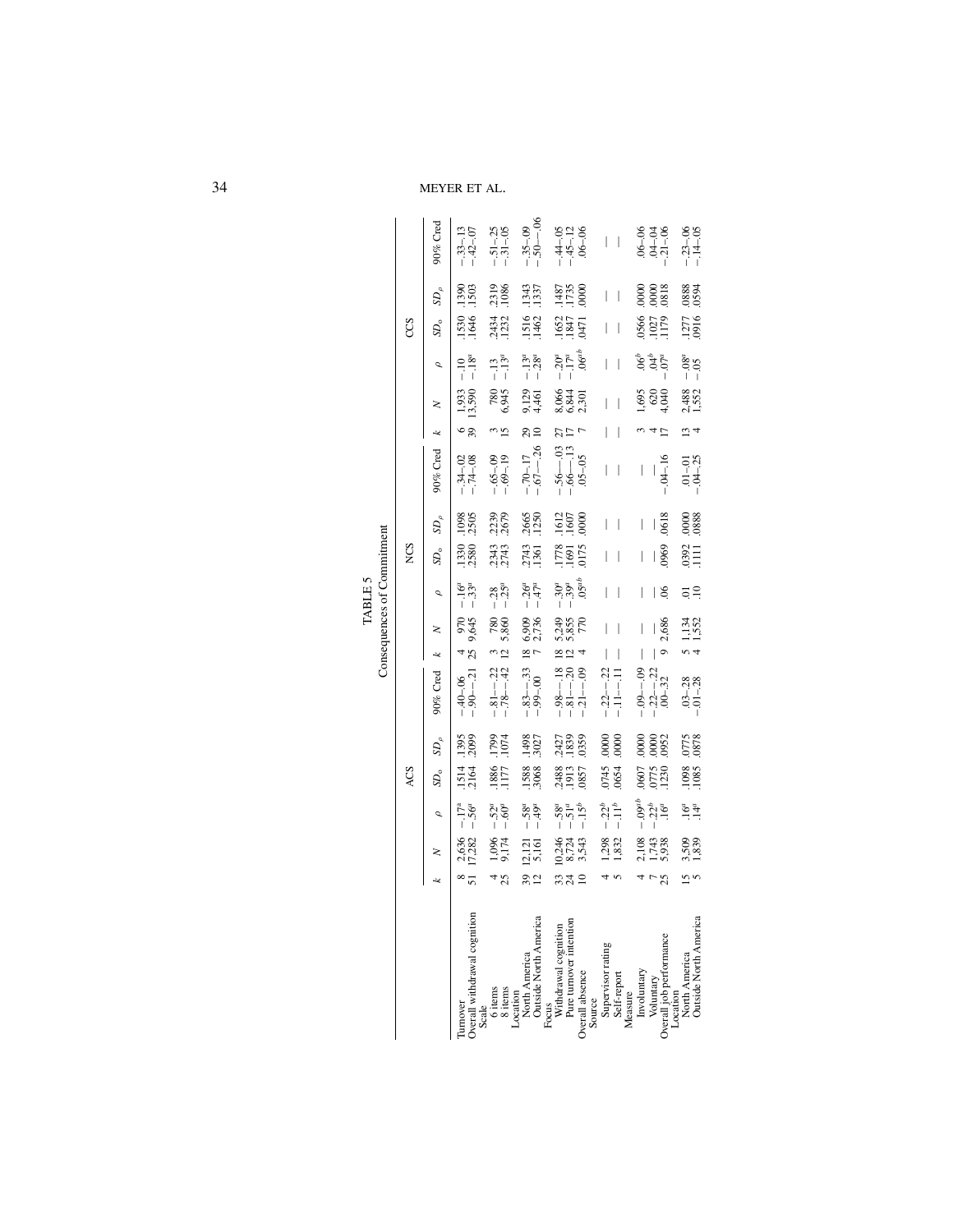TABLE 5

Consequences of Commitment

| | ACS | | | | | | NCS | | | | | | CCS | | | | | |
|---|---|---|---|---|---|---|---|---|---|---|---|---|---|---|---|---|---|---|
| | $k$ | $N$ | $\rho$ | $SD_o$ | $SD_\rho$ | 90% Cred | $k$ | $N$ | $\rho$ | $SD_o$ | $SD_\rho$ | 90% Cred | $k$ | $N$ | $\rho$ | $SD_o$ | $SD_\rho$ | 90% Cred |
| Turnover | 8 | 2,636 | −.17[a] | .1514 | .1395 | −.40–.06 | 4 | 970 | −.16[a] | .1330 | .1098 | −.34–.02 | 6 | 1,933 | −.10 | .1530 | .1390 | −.33–.13 |
| Overall withdrawal cognition | 51 | 17,282 | −.56[a] | .2164 | .2099 | −.90–−.21 | 25 | 9,645 | −.33[a] | .2580 | .2505 | −.74–.08 | 39 | 13,590 | −.18[a] | .1646 | .1503 | −.42–.07 |
| Scale | | | | | | | | | | | | | | | | | | |
| 6 items | 4 | 1,096 | −.52[a] | .1886 | .1799 | −.81–−.22 | 3 | 780 | −.28 | .2343 | .2239 | −.65–.09 | 3 | 780 | −.13 | .2434 | .2319 | −.51–.25 |
| 8 items | 25 | 9,174 | −.60[a] | .1177 | .1074 | −.78–−.42 | 12 | 5,860 | −.25[a] | .2743 | .2679 | −.69–.19 | 15 | 6,945 | −.13[a] | .1232 | .1086 | −.31–.05 |
| Location | | | | | | | | | | | | | | | | | | |
| North America | 39 | 12,121 | −.58[a] | .1588 | .1498 | −.83–−.33 | 18 | 6,909 | −.26[a] | .2743 | .2665 | −.70–.17 | 29 | 9,129 | −.13[a] | .1516 | .1343 | −.35–.09 |
| Outside North America | 12 | 5,161 | −.49[a] | .3068 | .3027 | −.99–.00 | 7 | 2,736 | −.47[a] | .1361 | .1250 | −.67–−.26 | 10 | 4,461 | −.28[a] | .1462 | .1337 | −.50–−.06 |
| Focus | | | | | | | | | | | | | | | | | | |
| Withdrawal cognition | 33 | 10,246 | −.58[a] | .2488 | .2427 | −.98–−.18 | 18 | 5,249 | −.30[a] | .1778 | .1612 | −.56–−.03 | 27 | 8,066 | −.20[a] | .1652 | .1487 | −.44–.05 |
| Pure turnover intention | 24 | 8,724 | −.51[a] | .1913 | .1839 | −.81–−.20 | 12 | 5,855 | −.39[a] | .1691 | .1607 | −.66–−.13 | 17 | 6,844 | −.17[a] | .1847 | .1735 | −.45–.12 |
| Overall absence | 10 | 3,543 | −.15[b] | .0857 | .0359 | −.21–−.09 | 4 | 770 | .05[ab] | .0175 | .0000 | .05–.05 | 7 | 2,301 | .06[ab] | .0471 | .0000 | .06–.06 |
| Source | | | | | | | | | | | | | | | | | | |
| Supervisor rating | 4 | 1,298 | −.22[b] | .0745 | .0000 | −.22–−.22 | — | — | — | — | — | — | — | — | — | — | — | — |
| Self-report | 5 | 1,832 | −.11[b] | .0654 | .0000 | −.11–−.11 | — | — | — | — | — | — | — | — | — | — | — | — |
| Measure | | | | | | | | | | | | | | | | | | |
| Involuntary | 4 | 2,108 | −.09[ab] | .0607 | .0000 | −.09–−.09 | — | — | — | — | — | — | 3 | 1,695 | .06[b] | .0566 | .0000 | .06–.06 |
| Voluntary | 7 | 1,743 | −.22[b] | .0775 | .0000 | −.22–−.22 | — | — | — | — | — | — | 4 | 620 | .04[b] | .1027 | .0000 | .04–.04 |
| Overall job performance | 25 | 5,938 | .16[a] | .1230 | .0952 | .00–.32 | 9 | 2,686 | .06 | .0969 | .0618 | −.04–.16 | 17 | 4,040 | −.07[a] | .1179 | .0818 | −.21–.06 |
| Location | | | | | | | | | | | | | | | | | | |
| North America | 15 | 3,509 | .16[a] | .1098 | .0775 | .03–.28 | 5 | 1,134 | .01 | .0392 | .0000 | .01–.01 | 13 | 2,488 | −.08[a] | .1277 | .0888 | −.23–.06 |
| Outside North America | 5 | 1,839 | .14[a] | .1085 | .0878 | −.01–.28 | 4 | 1,552 | .10 | .1111 | .0888 | −.04–.25 | 4 | 1,552 | −.05 | .0916 | .0594 | −.14–.05 |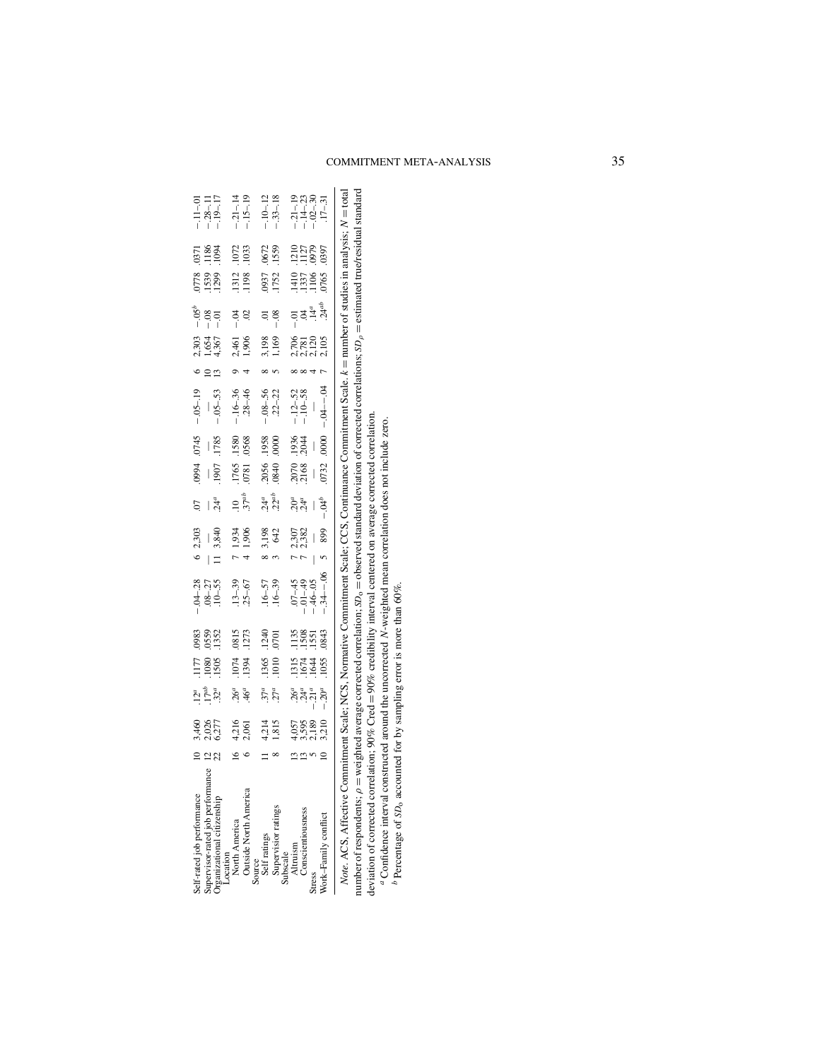| | | | | | | | | | | | | | | | | | | |
|---|---|---|---|---|---|---|---|---|---|---|---|---|---|---|---|---|---|---|
| Self-rated job performance | 10 | 3,460 | .12[a] | .1177 | .0983 | −.04–.28 | 6 | 2,303 | .07 | .0994 | .0745 | −.05–.19 | 6 | 2,303 | −.05[b] | .0778 | .0371 | −.11–.01 |
| Supervisor-rated job performance | 12 | 2,026 | .17[ab] | .1080 | .0559 | .08–.27 | — | — | — | — | — | — | 10 | 1,654 | −.08 | .1539 | .1186 | −.28–.11 |
| Organizational citizenship | 22 | 6,277 | .32[a] | .1505 | .1352 | .10–.55 | 11 | 3,840 | .24[a] | .1907 | .1785 | −.05–.53 | 13 | 4,367 | −.01 | .1299 | .1094 | −.19–.17 |
| Location | | | | | | | | | | | | | | | | | | |
| North America | 16 | 4,216 | .26[a] | .1074 | .0815 | .13–.39 | 7 | 1,934 | .10 | .1765 | .1580 | −.16–.36 | 9 | 2,461 | −.04 | .1312 | .1072 | −.21–.14 |
| Outside North America | 6 | 2,061 | .46[a] | .1394 | .1273 | .25–.67 | 4 | 1,906 | .37[ab] | .0781 | .0568 | .28–.46 | 4 | 1,906 | .02 | .1198 | .1033 | −.15–.19 |
| Source | | | | | | | | | | | | | | | | | | |
| Self ratings | 11 | 4,214 | .37[a] | .1365 | .1240 | .16–.57 | 8 | 3,198 | .24[a] | .2056 | .1958 | −.08–.56 | 8 | 3,198 | .01 | .0937 | .0672 | −.10–.12 |
| Supervisor ratings | 8 | 1,815 | .27[a] | .1010 | .0701 | .16–.39 | 3 | 642 | .22[ab] | .0840 | .0000 | .22–.22 | 5 | 1,169 | −.08 | .1752 | .1559 | −.33–.18 |
| Subscale | | | | | | | | | | | | | | | | | | |
| Altruism | 13 | 4,057 | .26[a] | .1315 | .1135 | .07–.45 | 7 | 2,307 | .20[a] | .2070 | .1936 | −.12–.52 | 8 | 2,706 | −.01 | .1410 | .1210 | −.21–.19 |
| Conscientiousness | 13 | 3,595 | .24[a] | .1674 | .1508 | −.01–.49 | 7 | 2,382 | .24[a] | .2168 | .2044 | −.10–.58 | 8 | 2,781 | .04 | .1337 | .1127 | −.14–.23 |
| Stress | 5 | 2,189 | −.21[a] | .1644 | .1551 | −.46–.05 | — | — | — | — | — | — | 4 | 2,120 | .14[a] | .1106 | .0979 | −.02–.30 |
| Work–Family conflict | 10 | 3,210 | −.20[a] | .1055 | .0843 | −.34–−.06 | 5 | 899 | −.04[b] | .0732 | .0000 | −.04–−.04 | 7 | 2,105 | .24[ab] | .0765 | .0397 | .17–.31 |

*Note.* ACS, Affective Commitment Scale; NCS, Normative Commitment Scale; CCS, Continuance Commitment Scale. $k$ = number of studies in analysis; $N$ = total number of respondents; $\rho$ = weighted average corrected correlation; $SD_o$ = observed standard deviation of corrected correlations; $SD_\rho$ = estimated true/residual standard deviation of corrected correlation; 90% Cred = 90% credibility interval centered on average corrected correlation.

[a] Confidence interval constructed around the uncorrected $N$-weighted mean correlation does not include zero.

[b] Percentage of $SD_o$ accounted for by sampling error is more than 60%.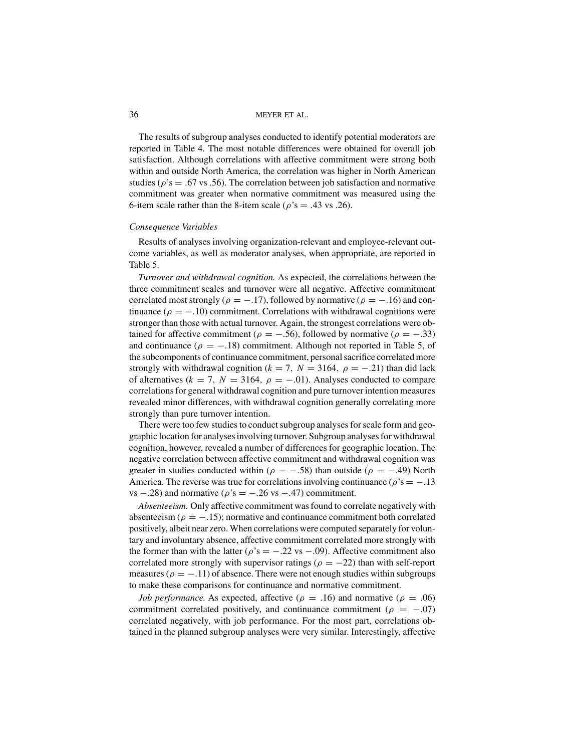The results of subgroup analyses conducted to identify potential moderators are reported in Table 4. The most notable differences were obtained for overall job satisfaction. Although correlations with affective commitment were strong both within and outside North America, the correlation was higher in North American studies ($\rho$'s = .67 vs .56). The correlation between job satisfaction and normative commitment was greater when normative commitment was measured using the 6-item scale rather than the 8-item scale ($\rho$'s = .43 vs .26).

### *Consequence Variables*

Results of analyses involving organization-relevant and employee-relevant outcome variables, as well as moderator analyses, when appropriate, are reported in Table 5.

*Turnover and withdrawal cognition.* As expected, the correlations between the three commitment scales and turnover were all negative. Affective commitment correlated most strongly ($\rho = -.17$), followed by normative ($\rho = -.16$) and continuance ($\rho = -.10$) commitment. Correlations with withdrawal cognitions were stronger than those with actual turnover. Again, the strongest correlations were obtained for affective commitment ($\rho = -.56$), followed by normative ($\rho = -.33$) and continuance ($\rho = -.18$) commitment. Although not reported in Table 5, of the subcomponents of continuance commitment, personal sacrifice correlated more strongly with withdrawal cognition ($k = 7$, $N = 3164$, $\rho = -.21$) than did lack of alternatives ($k = 7$, $N = 3164$, $\rho = -.01$). Analyses conducted to compare correlations for general withdrawal cognition and pure turnover intention measures revealed minor differences, with withdrawal cognition generally correlating more strongly than pure turnover intention.

There were too few studies to conduct subgroup analyses for scale form and geographic location for analyses involving turnover. Subgroup analyses for withdrawal cognition, however, revealed a number of differences for geographic location. The negative correlation between affective commitment and withdrawal cognition was greater in studies conducted within ($\rho = -.58$) than outside ($\rho = -.49$) North America. The reverse was true for correlations involving continuance ($\rho$'s = −.13 vs −.28) and normative ($\rho$'s = −.26 vs −.47) commitment.

*Absenteeism.* Only affective commitment was found to correlate negatively with absenteeism ($\rho = -.15$); normative and continuance commitment both correlated positively, albeit near zero. When correlations were computed separately for voluntary and involuntary absence, affective commitment correlated more strongly with the former than with the latter ($\rho$'s = −.22 vs −.09). Affective commitment also correlated more strongly with supervisor ratings ($\rho = -22$) than with self-report measures ($\rho = -.11$) of absence. There were not enough studies within subgroups to make these comparisons for continuance and normative commitment.

*Job performance.* As expected, affective ($\rho = .16$) and normative ($\rho = .06$) commitment correlated positively, and continuance commitment ($\rho = -.07$) correlated negatively, with job performance. For the most part, correlations obtained in the planned subgroup analyses were very similar. Interestingly, affective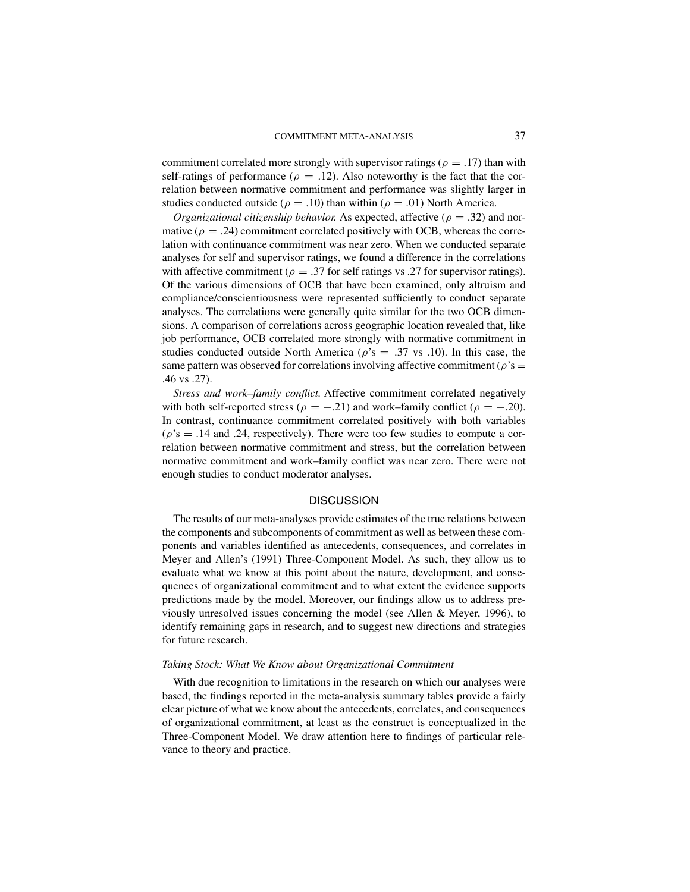commitment correlated more strongly with supervisor ratings ($\rho = .17$) than with self-ratings of performance ($\rho = .12$). Also noteworthy is the fact that the correlation between normative commitment and performance was slightly larger in studies conducted outside ($\rho = .10$) than within ($\rho = .01$) North America.

*Organizational citizenship behavior.* As expected, affective ($\rho = .32$) and normative ($\rho = .24$) commitment correlated positively with OCB, whereas the correlation with continuance commitment was near zero. When we conducted separate analyses for self and supervisor ratings, we found a difference in the correlations with affective commitment ($\rho = .37$ for self ratings vs .27 for supervisor ratings). Of the various dimensions of OCB that have been examined, only altruism and compliance/conscientiousness were represented sufficiently to conduct separate analyses. The correlations were generally quite similar for the two OCB dimensions. A comparison of correlations across geographic location revealed that, like job performance, OCB correlated more strongly with normative commitment in studies conducted outside North America ($\rho$'s $= .37$ vs .10). In this case, the same pattern was observed for correlations involving affective commitment ($\rho$'s $=$ .46 vs .27).

*Stress and work–family conflict.* Affective commitment correlated negatively with both self-reported stress ($\rho = -.21$) and work–family conflict ($\rho = -.20$). In contrast, continuance commitment correlated positively with both variables ($\rho$'s $= .14$ and .24, respectively). There were too few studies to compute a correlation between normative commitment and stress, but the correlation between normative commitment and work–family conflict was near zero. There were not enough studies to conduct moderator analyses.

## DISCUSSION

The results of our meta-analyses provide estimates of the true relations between the components and subcomponents of commitment as well as between these components and variables identified as antecedents, consequences, and correlates in Meyer and Allen's (1991) Three-Component Model. As such, they allow us to evaluate what we know at this point about the nature, development, and consequences of organizational commitment and to what extent the evidence supports predictions made by the model. Moreover, our findings allow us to address previously unresolved issues concerning the model (see Allen & Meyer, 1996), to identify remaining gaps in research, and to suggest new directions and strategies for future research.

### *Taking Stock: What We Know about Organizational Commitment*

With due recognition to limitations in the research on which our analyses were based, the findings reported in the meta-analysis summary tables provide a fairly clear picture of what we know about the antecedents, correlates, and consequences of organizational commitment, at least as the construct is conceptualized in the Three-Component Model. We draw attention here to findings of particular relevance to theory and practice.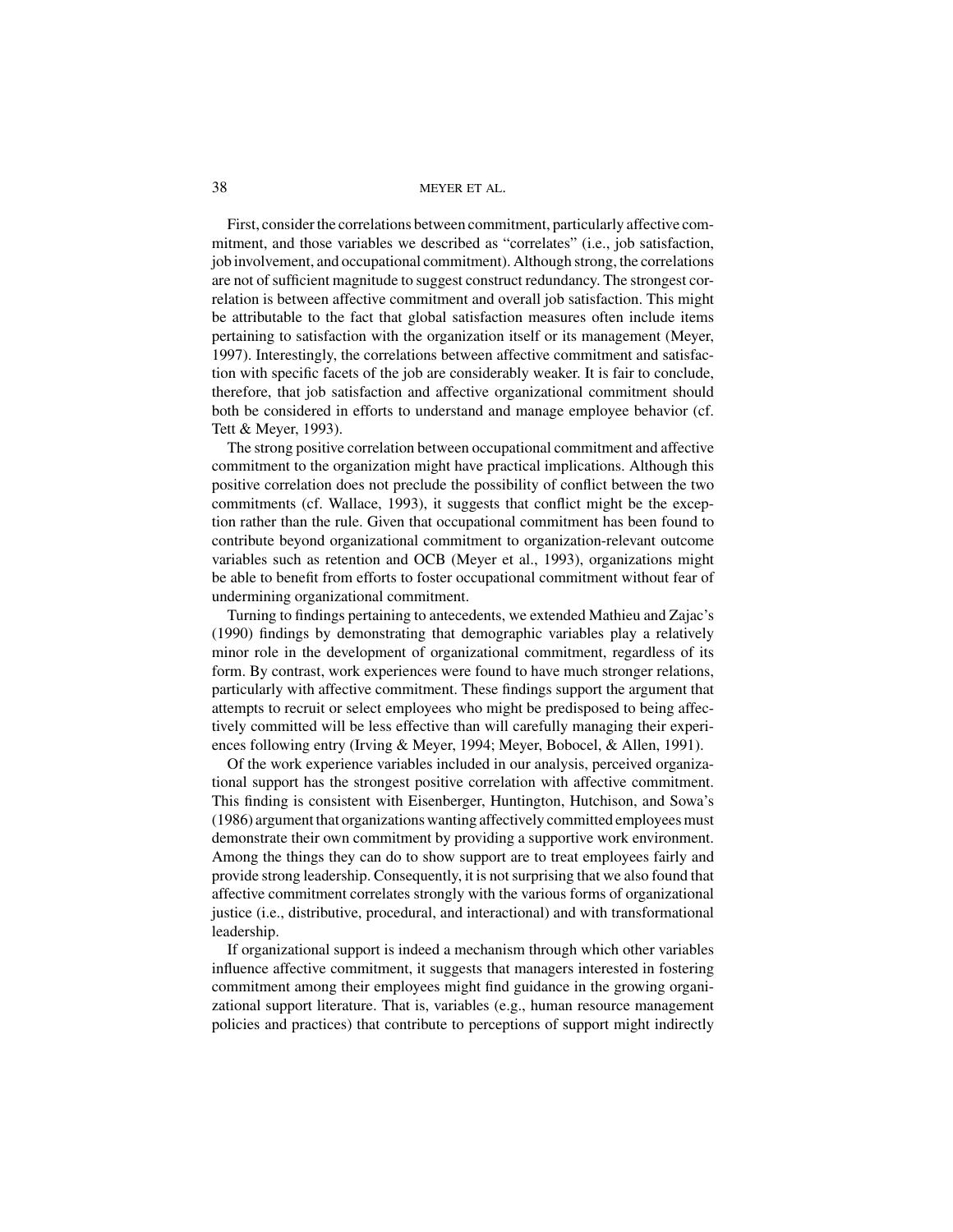First, consider the correlations between commitment, particularly affective commitment, and those variables we described as "correlates" (i.e., job satisfaction, job involvement, and occupational commitment). Although strong, the correlations are not of sufficient magnitude to suggest construct redundancy. The strongest correlation is between affective commitment and overall job satisfaction. This might be attributable to the fact that global satisfaction measures often include items pertaining to satisfaction with the organization itself or its management (Meyer, 1997). Interestingly, the correlations between affective commitment and satisfaction with specific facets of the job are considerably weaker. It is fair to conclude, therefore, that job satisfaction and affective organizational commitment should both be considered in efforts to understand and manage employee behavior (cf. Tett & Meyer, 1993).

The strong positive correlation between occupational commitment and affective commitment to the organization might have practical implications. Although this positive correlation does not preclude the possibility of conflict between the two commitments (cf. Wallace, 1993), it suggests that conflict might be the exception rather than the rule. Given that occupational commitment has been found to contribute beyond organizational commitment to organization-relevant outcome variables such as retention and OCB (Meyer et al., 1993), organizations might be able to benefit from efforts to foster occupational commitment without fear of undermining organizational commitment.

Turning to findings pertaining to antecedents, we extended Mathieu and Zajac's (1990) findings by demonstrating that demographic variables play a relatively minor role in the development of organizational commitment, regardless of its form. By contrast, work experiences were found to have much stronger relations, particularly with affective commitment. These findings support the argument that attempts to recruit or select employees who might be predisposed to being affectively committed will be less effective than will carefully managing their experiences following entry (Irving & Meyer, 1994; Meyer, Bobocel, & Allen, 1991).

Of the work experience variables included in our analysis, perceived organizational support has the strongest positive correlation with affective commitment. This finding is consistent with Eisenberger, Huntington, Hutchison, and Sowa's (1986) argument that organizations wanting affectively committed employees must demonstrate their own commitment by providing a supportive work environment. Among the things they can do to show support are to treat employees fairly and provide strong leadership. Consequently, it is not surprising that we also found that affective commitment correlates strongly with the various forms of organizational justice (i.e., distributive, procedural, and interactional) and with transformational leadership.

If organizational support is indeed a mechanism through which other variables influence affective commitment, it suggests that managers interested in fostering commitment among their employees might find guidance in the growing organizational support literature. That is, variables (e.g., human resource management policies and practices) that contribute to perceptions of support might indirectly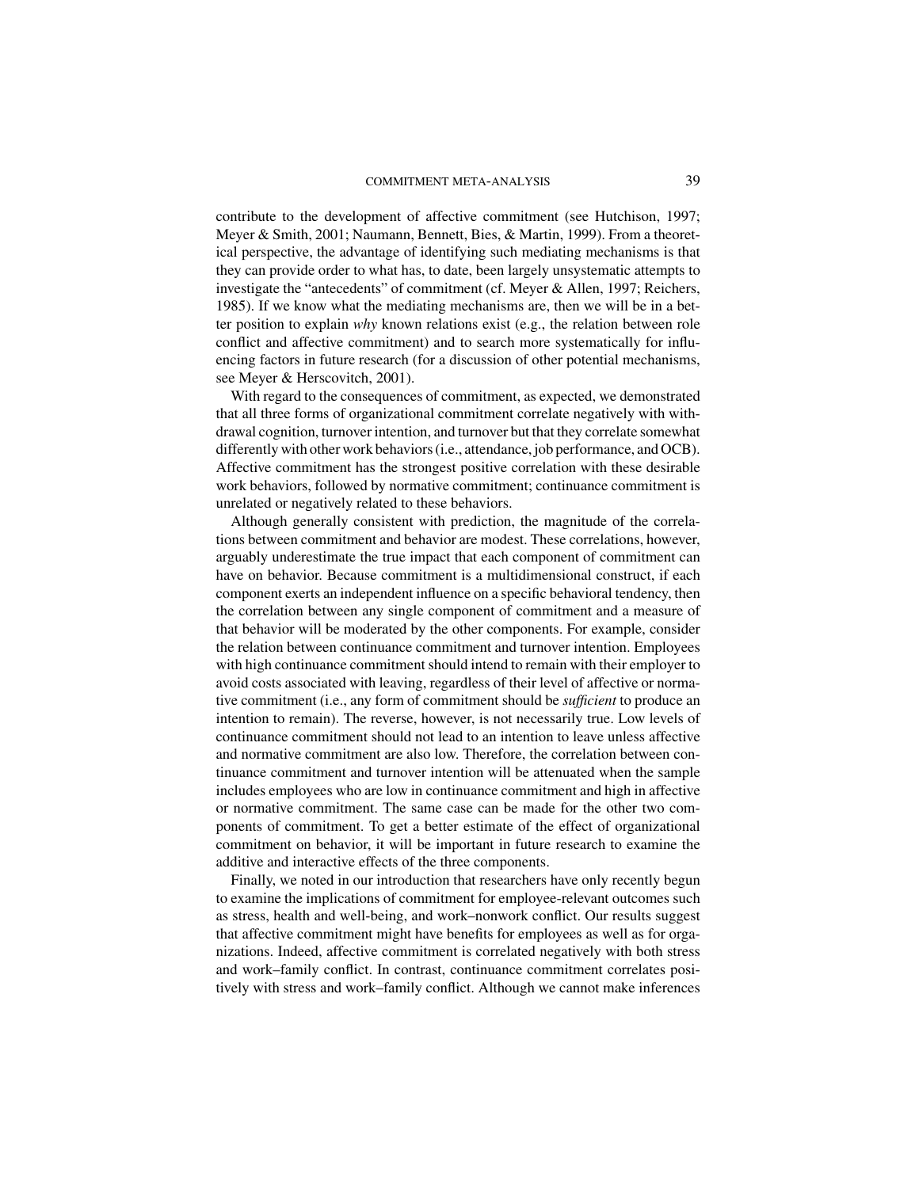contribute to the development of affective commitment (see Hutchison, 1997; Meyer & Smith, 2001; Naumann, Bennett, Bies, & Martin, 1999). From a theoretical perspective, the advantage of identifying such mediating mechanisms is that they can provide order to what has, to date, been largely unsystematic attempts to investigate the "antecedents" of commitment (cf. Meyer & Allen, 1997; Reichers, 1985). If we know what the mediating mechanisms are, then we will be in a better position to explain *why* known relations exist (e.g., the relation between role conflict and affective commitment) and to search more systematically for influencing factors in future research (for a discussion of other potential mechanisms, see Meyer & Herscovitch, 2001).

With regard to the consequences of commitment, as expected, we demonstrated that all three forms of organizational commitment correlate negatively with withdrawal cognition, turnover intention, and turnover but that they correlate somewhat differently with other work behaviors (i.e., attendance, job performance, and OCB). Affective commitment has the strongest positive correlation with these desirable work behaviors, followed by normative commitment; continuance commitment is unrelated or negatively related to these behaviors.

Although generally consistent with prediction, the magnitude of the correlations between commitment and behavior are modest. These correlations, however, arguably underestimate the true impact that each component of commitment can have on behavior. Because commitment is a multidimensional construct, if each component exerts an independent influence on a specific behavioral tendency, then the correlation between any single component of commitment and a measure of that behavior will be moderated by the other components. For example, consider the relation between continuance commitment and turnover intention. Employees with high continuance commitment should intend to remain with their employer to avoid costs associated with leaving, regardless of their level of affective or normative commitment (i.e., any form of commitment should be *sufficient* to produce an intention to remain). The reverse, however, is not necessarily true. Low levels of continuance commitment should not lead to an intention to leave unless affective and normative commitment are also low. Therefore, the correlation between continuance commitment and turnover intention will be attenuated when the sample includes employees who are low in continuance commitment and high in affective or normative commitment. The same case can be made for the other two components of commitment. To get a better estimate of the effect of organizational commitment on behavior, it will be important in future research to examine the additive and interactive effects of the three components.

Finally, we noted in our introduction that researchers have only recently begun to examine the implications of commitment for employee-relevant outcomes such as stress, health and well-being, and work–nonwork conflict. Our results suggest that affective commitment might have benefits for employees as well as for organizations. Indeed, affective commitment is correlated negatively with both stress and work–family conflict. In contrast, continuance commitment correlates positively with stress and work–family conflict. Although we cannot make inferences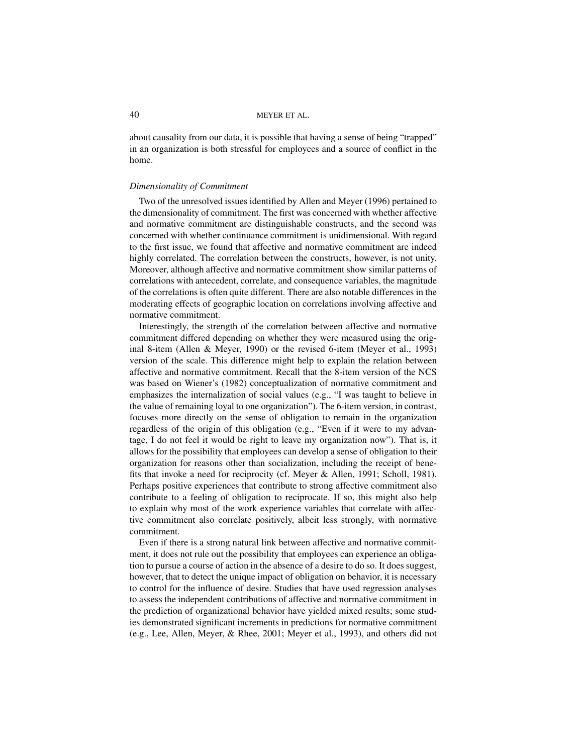about causality from our data, it is possible that having a sense of being "trapped" in an organization is both stressful for employees and a source of conflict in the home.

### *Dimensionality of Commitment*

Two of the unresolved issues identified by Allen and Meyer (1996) pertained to the dimensionality of commitment. The first was concerned with whether affective and normative commitment are distinguishable constructs, and the second was concerned with whether continuance commitment is unidimensional. With regard to the first issue, we found that affective and normative commitment are indeed highly correlated. The correlation between the constructs, however, is not unity. Moreover, although affective and normative commitment show similar patterns of correlations with antecedent, correlate, and consequence variables, the magnitude of the correlations is often quite different. There are also notable differences in the moderating effects of geographic location on correlations involving affective and normative commitment.

Interestingly, the strength of the correlation between affective and normative commitment differed depending on whether they were measured using the original 8-item (Allen & Meyer, 1990) or the revised 6-item (Meyer et al., 1993) version of the scale. This difference might help to explain the relation between affective and normative commitment. Recall that the 8-item version of the NCS was based on Wiener's (1982) conceptualization of normative commitment and emphasizes the internalization of social values (e.g., "I was taught to believe in the value of remaining loyal to one organization"). The 6-item version, in contrast, focuses more directly on the sense of obligation to remain in the organization regardless of the origin of this obligation (e.g., "Even if it were to my advantage, I do not feel it would be right to leave my organization now"). That is, it allows for the possibility that employees can develop a sense of obligation to their organization for reasons other than socialization, including the receipt of benefits that invoke a need for reciprocity (cf. Meyer & Allen, 1991; Scholl, 1981). Perhaps positive experiences that contribute to strong affective commitment also contribute to a feeling of obligation to reciprocate. If so, this might also help to explain why most of the work experience variables that correlate with affective commitment also correlate positively, albeit less strongly, with normative commitment.

Even if there is a strong natural link between affective and normative commitment, it does not rule out the possibility that employees can experience an obligation to pursue a course of action in the absence of a desire to do so. It does suggest, however, that to detect the unique impact of obligation on behavior, it is necessary to control for the influence of desire. Studies that have used regression analyses to assess the independent contributions of affective and normative commitment in the prediction of organizational behavior have yielded mixed results; some studies demonstrated significant increments in predictions for normative commitment (e.g., Lee, Allen, Meyer, & Rhee, 2001; Meyer et al., 1993), and others did not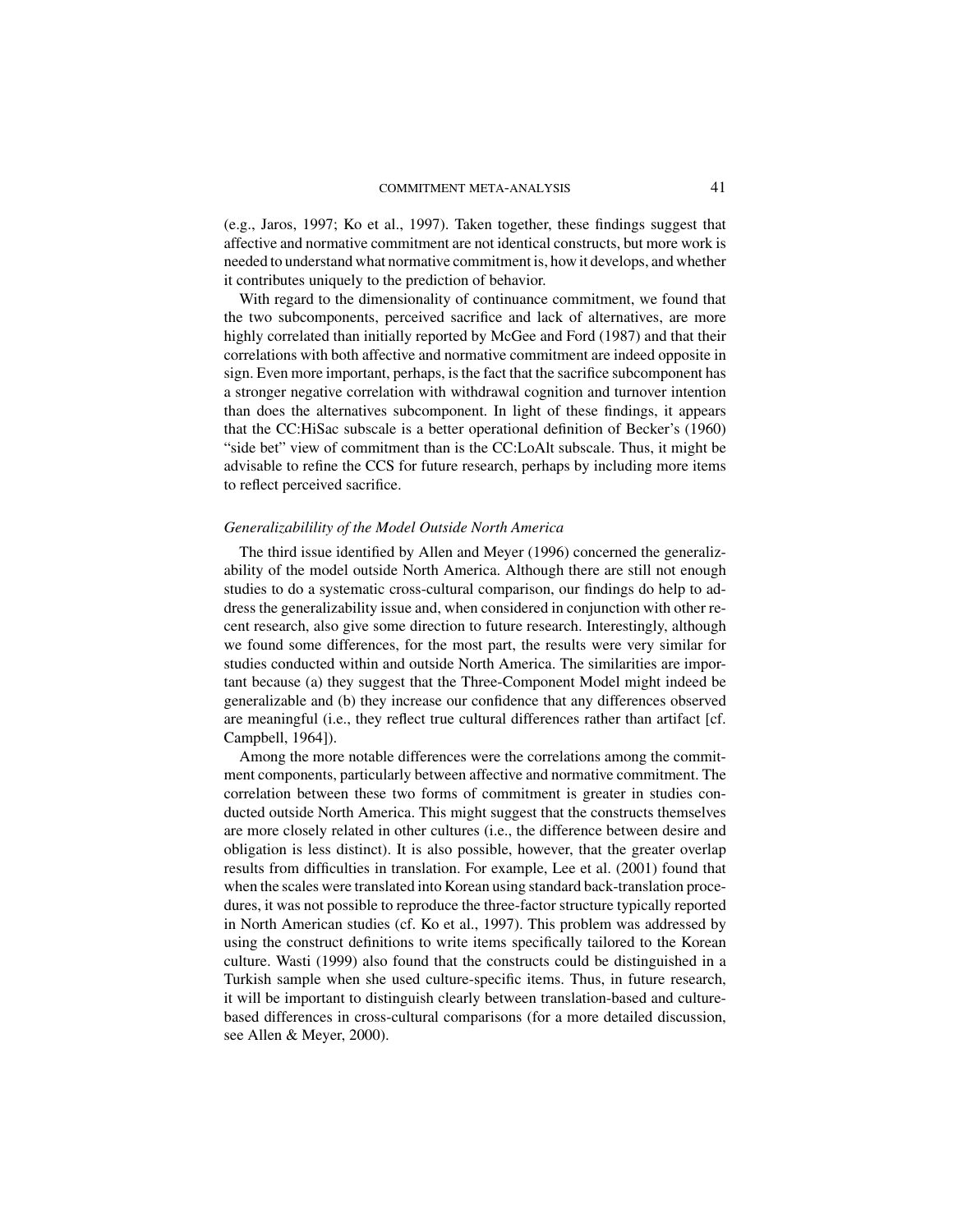(e.g., Jaros, 1997; Ko et al., 1997). Taken together, these findings suggest that affective and normative commitment are not identical constructs, but more work is needed to understand what normative commitment is, how it develops, and whether it contributes uniquely to the prediction of behavior.

With regard to the dimensionality of continuance commitment, we found that the two subcomponents, perceived sacrifice and lack of alternatives, are more highly correlated than initially reported by McGee and Ford (1987) and that their correlations with both affective and normative commitment are indeed opposite in sign. Even more important, perhaps, is the fact that the sacrifice subcomponent has a stronger negative correlation with withdrawal cognition and turnover intention than does the alternatives subcomponent. In light of these findings, it appears that the CC:HiSac subscale is a better operational definition of Becker's (1960) "side bet" view of commitment than is the CC:LoAlt subscale. Thus, it might be advisable to refine the CCS for future research, perhaps by including more items to reflect perceived sacrifice.

*Generalizabilility of the Model Outside North America*

The third issue identified by Allen and Meyer (1996) concerned the generalizability of the model outside North America. Although there are still not enough studies to do a systematic cross-cultural comparison, our findings do help to address the generalizability issue and, when considered in conjunction with other recent research, also give some direction to future research. Interestingly, although we found some differences, for the most part, the results were very similar for studies conducted within and outside North America. The similarities are important because (a) they suggest that the Three-Component Model might indeed be generalizable and (b) they increase our confidence that any differences observed are meaningful (i.e., they reflect true cultural differences rather than artifact [cf. Campbell, 1964]).

Among the more notable differences were the correlations among the commitment components, particularly between affective and normative commitment. The correlation between these two forms of commitment is greater in studies conducted outside North America. This might suggest that the constructs themselves are more closely related in other cultures (i.e., the difference between desire and obligation is less distinct). It is also possible, however, that the greater overlap results from difficulties in translation. For example, Lee et al. (2001) found that when the scales were translated into Korean using standard back-translation procedures, it was not possible to reproduce the three-factor structure typically reported in North American studies (cf. Ko et al., 1997). This problem was addressed by using the construct definitions to write items specifically tailored to the Korean culture. Wasti (1999) also found that the constructs could be distinguished in a Turkish sample when she used culture-specific items. Thus, in future research, it will be important to distinguish clearly between translation-based and culture-based differences in cross-cultural comparisons (for a more detailed discussion, see Allen & Meyer, 2000).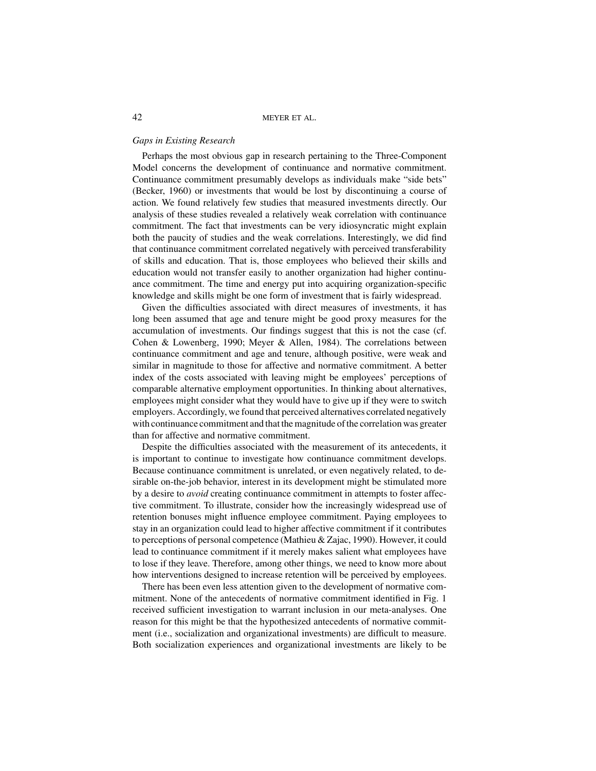*Gaps in Existing Research*

Perhaps the most obvious gap in research pertaining to the Three-Component Model concerns the development of continuance and normative commitment. Continuance commitment presumably develops as individuals make "side bets" (Becker, 1960) or investments that would be lost by discontinuing a course of action. We found relatively few studies that measured investments directly. Our analysis of these studies revealed a relatively weak correlation with continuance commitment. The fact that investments can be very idiosyncratic might explain both the paucity of studies and the weak correlations. Interestingly, we did find that continuance commitment correlated negatively with perceived transferability of skills and education. That is, those employees who believed their skills and education would not transfer easily to another organization had higher continuance commitment. The time and energy put into acquiring organization-specific knowledge and skills might be one form of investment that is fairly widespread.

Given the difficulties associated with direct measures of investments, it has long been assumed that age and tenure might be good proxy measures for the accumulation of investments. Our findings suggest that this is not the case (cf. Cohen & Lowenberg, 1990; Meyer & Allen, 1984). The correlations between continuance commitment and age and tenure, although positive, were weak and similar in magnitude to those for affective and normative commitment. A better index of the costs associated with leaving might be employees' perceptions of comparable alternative employment opportunities. In thinking about alternatives, employees might consider what they would have to give up if they were to switch employers. Accordingly, we found that perceived alternatives correlated negatively with continuance commitment and that the magnitude of the correlation was greater than for affective and normative commitment.

Despite the difficulties associated with the measurement of its antecedents, it is important to continue to investigate how continuance commitment develops. Because continuance commitment is unrelated, or even negatively related, to desirable on-the-job behavior, interest in its development might be stimulated more by a desire to *avoid* creating continuance commitment in attempts to foster affective commitment. To illustrate, consider how the increasingly widespread use of retention bonuses might influence employee commitment. Paying employees to stay in an organization could lead to higher affective commitment if it contributes to perceptions of personal competence (Mathieu & Zajac, 1990). However, it could lead to continuance commitment if it merely makes salient what employees have to lose if they leave. Therefore, among other things, we need to know more about how interventions designed to increase retention will be perceived by employees.

There has been even less attention given to the development of normative commitment. None of the antecedents of normative commitment identified in Fig. 1 received sufficient investigation to warrant inclusion in our meta-analyses. One reason for this might be that the hypothesized antecedents of normative commitment (i.e., socialization and organizational investments) are difficult to measure. Both socialization experiences and organizational investments are likely to be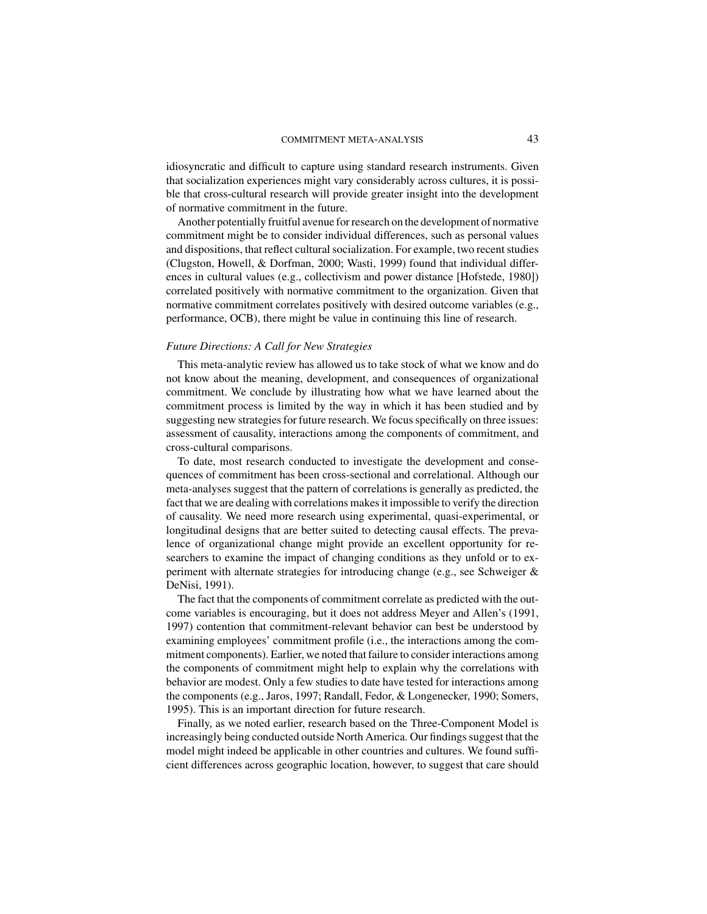idiosyncratic and difficult to capture using standard research instruments. Given that socialization experiences might vary considerably across cultures, it is possible that cross-cultural research will provide greater insight into the development of normative commitment in the future.

Another potentially fruitful avenue for research on the development of normative commitment might be to consider individual differences, such as personal values and dispositions, that reflect cultural socialization. For example, two recent studies (Clugston, Howell, & Dorfman, 2000; Wasti, 1999) found that individual differences in cultural values (e.g., collectivism and power distance [Hofstede, 1980]) correlated positively with normative commitment to the organization. Given that normative commitment correlates positively with desired outcome variables (e.g., performance, OCB), there might be value in continuing this line of research.

*Future Directions: A Call for New Strategies*

This meta-analytic review has allowed us to take stock of what we know and do not know about the meaning, development, and consequences of organizational commitment. We conclude by illustrating how what we have learned about the commitment process is limited by the way in which it has been studied and by suggesting new strategies for future research. We focus specifically on three issues: assessment of causality, interactions among the components of commitment, and cross-cultural comparisons.

To date, most research conducted to investigate the development and consequences of commitment has been cross-sectional and correlational. Although our meta-analyses suggest that the pattern of correlations is generally as predicted, the fact that we are dealing with correlations makes it impossible to verify the direction of causality. We need more research using experimental, quasi-experimental, or longitudinal designs that are better suited to detecting causal effects. The prevalence of organizational change might provide an excellent opportunity for researchers to examine the impact of changing conditions as they unfold or to experiment with alternate strategies for introducing change (e.g., see Schweiger & DeNisi, 1991).

The fact that the components of commitment correlate as predicted with the outcome variables is encouraging, but it does not address Meyer and Allen's (1991, 1997) contention that commitment-relevant behavior can best be understood by examining employees' commitment profile (i.e., the interactions among the commitment components). Earlier, we noted that failure to consider interactions among the components of commitment might help to explain why the correlations with behavior are modest. Only a few studies to date have tested for interactions among the components (e.g., Jaros, 1997; Randall, Fedor, & Longenecker, 1990; Somers, 1995). This is an important direction for future research.

Finally, as we noted earlier, research based on the Three-Component Model is increasingly being conducted outside North America. Our findings suggest that the model might indeed be applicable in other countries and cultures. We found sufficient differences across geographic location, however, to suggest that care should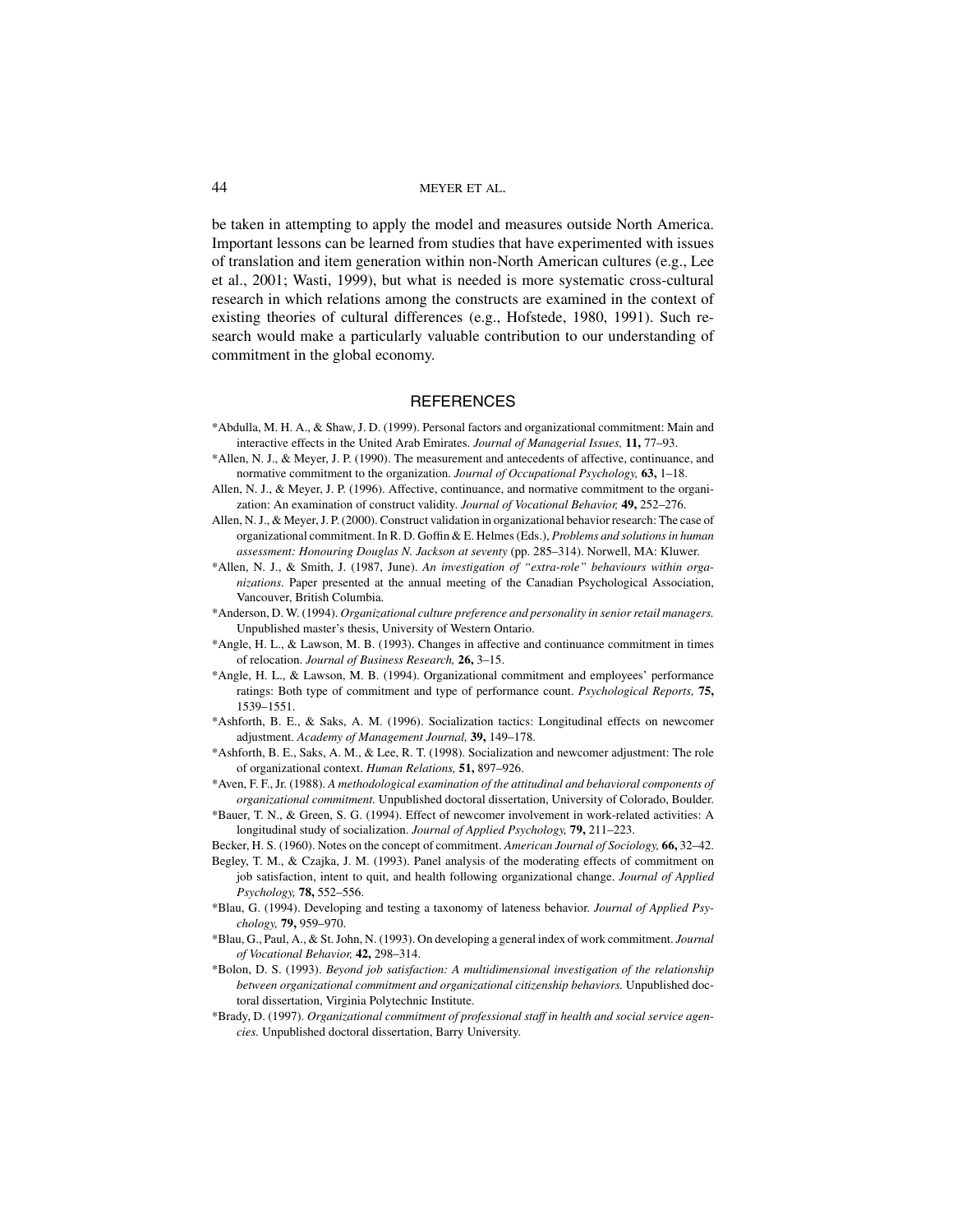be taken in attempting to apply the model and measures outside North America. Important lessons can be learned from studies that have experimented with issues of translation and item generation within non-North American cultures (e.g., Lee et al., 2001; Wasti, 1999), but what is needed is more systematic cross-cultural research in which relations among the constructs are examined in the context of existing theories of cultural differences (e.g., Hofstede, 1980, 1991). Such research would make a particularly valuable contribution to our understanding of commitment in the global economy.

## REFERENCES

*Abdulla, M. H. A., & Shaw, J. D. (1999). Personal factors and organizational commitment: Main and interactive effects in the United Arab Emirates. *Journal of Managerial Issues,* **11,** 77–93.

*Allen, N. J., & Meyer, J. P. (1990). The measurement and antecedents of affective, continuance, and normative commitment to the organization. *Journal of Occupational Psychology,* **63,** 1–18.

Allen, N. J., & Meyer, J. P. (1996). Affective, continuance, and normative commitment to the organization: An examination of construct validity. *Journal of Vocational Behavior,* **49,** 252–276.

Allen, N. J., & Meyer, J. P. (2000). Construct validation in organizational behavior research: The case of organizational commitment. In R. D. Goffin & E. Helmes (Eds.), *Problems and solutions in human assessment: Honouring Douglas N. Jackson at seventy* (pp. 285–314). Norwell, MA: Kluwer.

*Allen, N. J., & Smith, J. (1987, June). *An investigation of "extra-role" behaviours within organizations.* Paper presented at the annual meeting of the Canadian Psychological Association, Vancouver, British Columbia.

*Anderson, D. W. (1994). *Organizational culture preference and personality in senior retail managers.* Unpublished master's thesis, University of Western Ontario.

*Angle, H. L., & Lawson, M. B. (1993). Changes in affective and continuance commitment in times of relocation. *Journal of Business Research,* **26,** 3–15.

*Angle, H. L., & Lawson, M. B. (1994). Organizational commitment and employees' performance ratings: Both type of commitment and type of performance count. *Psychological Reports,* **75,** 1539–1551.

*Ashforth, B. E., & Saks, A. M. (1996). Socialization tactics: Longitudinal effects on newcomer adjustment. *Academy of Management Journal,* **39,** 149–178.

*Ashforth, B. E., Saks, A. M., & Lee, R. T. (1998). Socialization and newcomer adjustment: The role of organizational context. *Human Relations,* **51,** 897–926.

*Aven, F. F., Jr. (1988). *A methodological examination of the attitudinal and behavioral components of organizational commitment.* Unpublished doctoral dissertation, University of Colorado, Boulder.

*Bauer, T. N., & Green, S. G. (1994). Effect of newcomer involvement in work-related activities: A longitudinal study of socialization. *Journal of Applied Psychology,* **79,** 211–223.

Becker, H. S. (1960). Notes on the concept of commitment. *American Journal of Sociology,* **66,** 32–42.

Begley, T. M., & Czajka, J. M. (1993). Panel analysis of the moderating effects of commitment on job satisfaction, intent to quit, and health following organizational change. *Journal of Applied Psychology,* **78,** 552–556.

*Blau, G. (1994). Developing and testing a taxonomy of lateness behavior. *Journal of Applied Psychology,* **79,** 959–970.

*Blau, G., Paul, A., & St. John, N. (1993). On developing a general index of work commitment. *Journal of Vocational Behavior,* **42,** 298–314.

*Bolon, D. S. (1993). *Beyond job satisfaction: A multidimensional investigation of the relationship between organizational commitment and organizational citizenship behaviors.* Unpublished doctoral dissertation, Virginia Polytechnic Institute.

*Brady, D. (1997). *Organizational commitment of professional staff in health and social service agencies.* Unpublished doctoral dissertation, Barry University.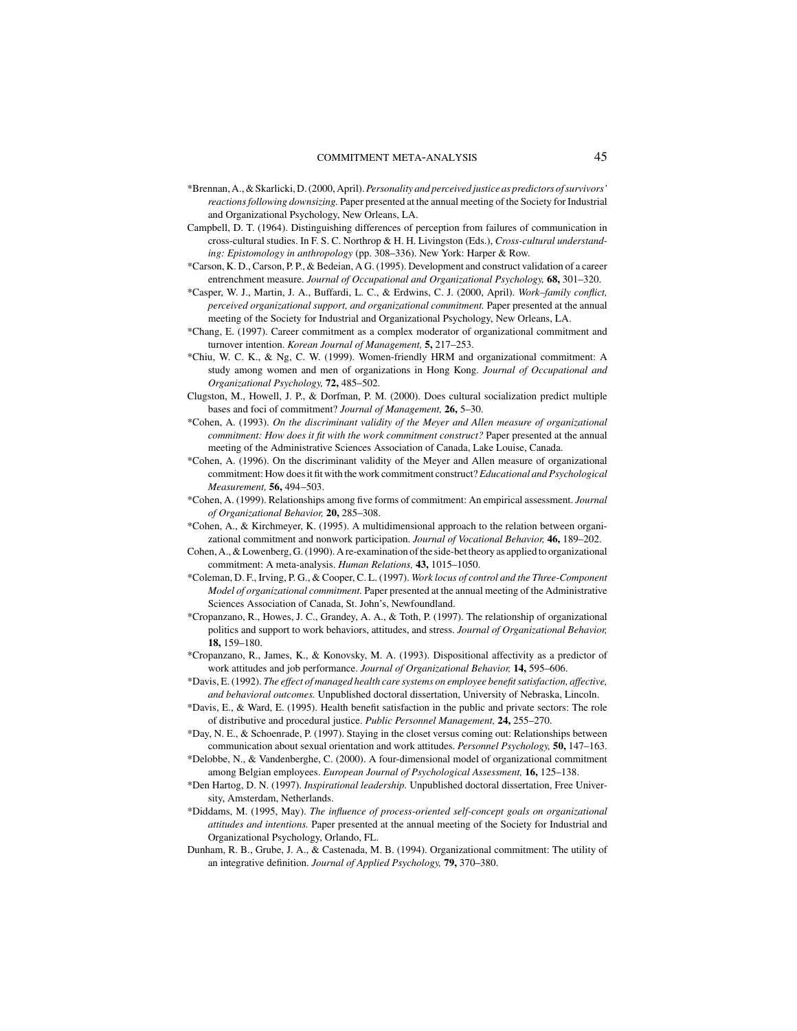*Brennan, A., & Skarlicki, D. (2000, April). *Personality and perceived justice as predictors of survivors' reactions following downsizing.* Paper presented at the annual meeting of the Society for Industrial and Organizational Psychology, New Orleans, LA.

Campbell, D. T. (1964). Distinguishing differences of perception from failures of communication in cross-cultural studies. In F. S. C. Northrop & H. H. Livingston (Eds.), *Cross-cultural understanding: Epistomology in anthropology* (pp. 308–336). New York: Harper & Row.

*Carson, K. D., Carson, P. P., & Bedeian, A G. (1995). Development and construct validation of a career entrenchment measure. *Journal of Occupational and Organizational Psychology,* **68,** 301–320.

*Casper, W. J., Martin, J. A., Buffardi, L. C., & Erdwins, C. J. (2000, April). *Work–family conflict, perceived organizational support, and organizational commitment.* Paper presented at the annual meeting of the Society for Industrial and Organizational Psychology, New Orleans, LA.

*Chang, E. (1997). Career commitment as a complex moderator of organizational commitment and turnover intention. *Korean Journal of Management,* **5,** 217–253.

*Chiu, W. C. K., & Ng, C. W. (1999). Women-friendly HRM and organizational commitment: A study among women and men of organizations in Hong Kong. *Journal of Occupational and Organizational Psychology,* **72,** 485–502.

Clugston, M., Howell, J. P., & Dorfman, P. M. (2000). Does cultural socialization predict multiple bases and foci of commitment? *Journal of Management,* **26,** 5–30.

*Cohen, A. (1993). *On the discriminant validity of the Meyer and Allen measure of organizational commitment: How does it fit with the work commitment construct?* Paper presented at the annual meeting of the Administrative Sciences Association of Canada, Lake Louise, Canada.

*Cohen, A. (1996). On the discriminant validity of the Meyer and Allen measure of organizational commitment: How does it fit with the work commitment construct? *Educational and Psychological Measurement,* **56,** 494–503.

*Cohen, A. (1999). Relationships among five forms of commitment: An empirical assessment. *Journal of Organizational Behavior,* **20,** 285–308.

*Cohen, A., & Kirchmeyer, K. (1995). A multidimensional approach to the relation between organizational commitment and nonwork participation. *Journal of Vocational Behavior,* **46,** 189–202.

Cohen, A., & Lowenberg, G. (1990). A re-examination of the side-bet theory as applied to organizational commitment: A meta-analysis. *Human Relations,* **43,** 1015–1050.

*Coleman, D. F., Irving, P. G., & Cooper, C. L. (1997). *Work locus of control and the Three-Component Model of organizational commitment.* Paper presented at the annual meeting of the Administrative Sciences Association of Canada, St. John's, Newfoundland.

*Cropanzano, R., Howes, J. C., Grandey, A. A., & Toth, P. (1997). The relationship of organizational politics and support to work behaviors, attitudes, and stress. *Journal of Organizational Behavior,* **18,** 159–180.

*Cropanzano, R., James, K., & Konovsky, M. A. (1993). Dispositional affectivity as a predictor of work attitudes and job performance. *Journal of Organizational Behavior,* **14,** 595–606.

*Davis, E. (1992). *The effect of managed health care systems on employee benefit satisfaction, affective, and behavioral outcomes.* Unpublished doctoral dissertation, University of Nebraska, Lincoln.

*Davis, E., & Ward, E. (1995). Health benefit satisfaction in the public and private sectors: The role of distributive and procedural justice. *Public Personnel Management,* **24,** 255–270.

*Day, N. E., & Schoenrade, P. (1997). Staying in the closet versus coming out: Relationships between communication about sexual orientation and work attitudes. *Personnel Psychology,* **50,** 147–163.

*Delobbe, N., & Vandenberghe, C. (2000). A four-dimensional model of organizational commitment among Belgian employees. *European Journal of Psychological Assessment,* **16,** 125–138.

*Den Hartog, D. N. (1997). *Inspirational leadership.* Unpublished doctoral dissertation, Free University, Amsterdam, Netherlands.

*Diddams, M. (1995, May). *The influence of process-oriented self-concept goals on organizational attitudes and intentions.* Paper presented at the annual meeting of the Society for Industrial and Organizational Psychology, Orlando, FL.

Dunham, R. B., Grube, J. A., & Castenada, M. B. (1994). Organizational commitment: The utility of an integrative definition. *Journal of Applied Psychology,* **79,** 370–380.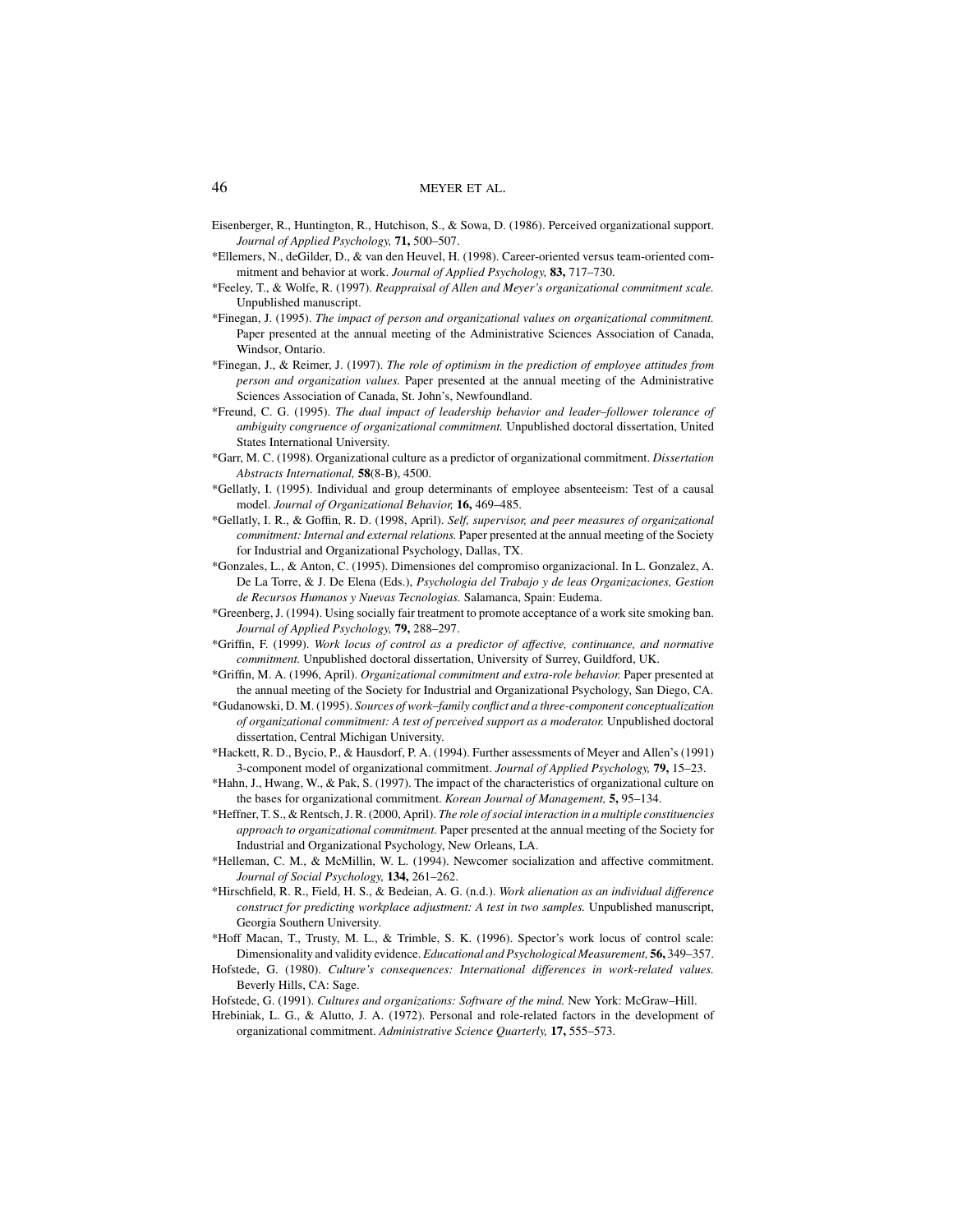Eisenberger, R., Huntington, R., Hutchison, S., & Sowa, D. (1986). Perceived organizational support. *Journal of Applied Psychology,* **71,** 500–507.

*Ellemers, N., deGilder, D., & van den Heuvel, H. (1998). Career-oriented versus team-oriented commitment and behavior at work. *Journal of Applied Psychology,* **83,** 717–730.

*Feeley, T., & Wolfe, R. (1997). *Reappraisal of Allen and Meyer's organizational commitment scale.* Unpublished manuscript.

*Finegan, J. (1995). *The impact of person and organizational values on organizational commitment.* Paper presented at the annual meeting of the Administrative Sciences Association of Canada, Windsor, Ontario.

*Finegan, J., & Reimer, J. (1997). *The role of optimism in the prediction of employee attitudes from person and organization values.* Paper presented at the annual meeting of the Administrative Sciences Association of Canada, St. John's, Newfoundland.

*Freund, C. G. (1995). *The dual impact of leadership behavior and leader–follower tolerance of ambiguity congruence of organizational commitment.* Unpublished doctoral dissertation, United States International University.

*Garr, M. C. (1998). Organizational culture as a predictor of organizational commitment. *Dissertation Abstracts International,* **58**(8-B), 4500.

*Gellatly, I. (1995). Individual and group determinants of employee absenteeism: Test of a causal model. *Journal of Organizational Behavior,* **16,** 469–485.

*Gellatly, I. R., & Goffin, R. D. (1998, April). *Self, supervisor, and peer measures of organizational commitment: Internal and external relations.* Paper presented at the annual meeting of the Society for Industrial and Organizational Psychology, Dallas, TX.

*Gonzales, L., & Anton, C. (1995). Dimensiones del compromiso organizacional. In L. Gonzalez, A. De La Torre, & J. De Elena (Eds.), *Psychologia del Trabajo y de leas Organizaciones, Gestion de Recursos Humanos y Nuevas Tecnologias.* Salamanca, Spain: Eudema.

*Greenberg, J. (1994). Using socially fair treatment to promote acceptance of a work site smoking ban. *Journal of Applied Psychology,* **79,** 288–297.

*Griffin, F. (1999). *Work locus of control as a predictor of affective, continuance, and normative commitment.* Unpublished doctoral dissertation, University of Surrey, Guildford, UK.

*Griffin, M. A. (1996, April). *Organizational commitment and extra-role behavior.* Paper presented at the annual meeting of the Society for Industrial and Organizational Psychology, San Diego, CA.

*Gudanowski, D. M. (1995). *Sources of work–family conflict and a three-component conceptualization of organizational commitment: A test of perceived support as a moderator.* Unpublished doctoral dissertation, Central Michigan University.

*Hackett, R. D., Bycio, P., & Hausdorf, P. A. (1994). Further assessments of Meyer and Allen's (1991) 3-component model of organizational commitment. *Journal of Applied Psychology,* **79,** 15–23.

*Hahn, J., Hwang, W., & Pak, S. (1997). The impact of the characteristics of organizational culture on the bases for organizational commitment. *Korean Journal of Management,* **5,** 95–134.

*Heffner, T. S., & Rentsch, J. R. (2000, April). *The role of social interaction in a multiple constituencies approach to organizational commitment.* Paper presented at the annual meeting of the Society for Industrial and Organizational Psychology, New Orleans, LA.

*Helleman, C. M., & McMillin, W. L. (1994). Newcomer socialization and affective commitment. *Journal of Social Psychology,* **134,** 261–262.

*Hirschfield, R. R., Field, H. S., & Bedeian, A. G. (n.d.). *Work alienation as an individual difference construct for predicting workplace adjustment: A test in two samples.* Unpublished manuscript, Georgia Southern University.

*Hoff Macan, T., Trusty, M. L., & Trimble, S. K. (1996). Spector's work locus of control scale: Dimensionality and validity evidence. *Educational and Psychological Measurement,* **56,** 349–357.

Hofstede, G. (1980). *Culture's consequences: International differences in work-related values.* Beverly Hills, CA: Sage.

Hofstede, G. (1991). *Cultures and organizations: Software of the mind.* New York: McGraw–Hill.

Hrebiniak, L. G., & Alutto, J. A. (1972). Personal and role-related factors in the development of organizational commitment. *Administrative Science Quarterly,* **17,** 555–573.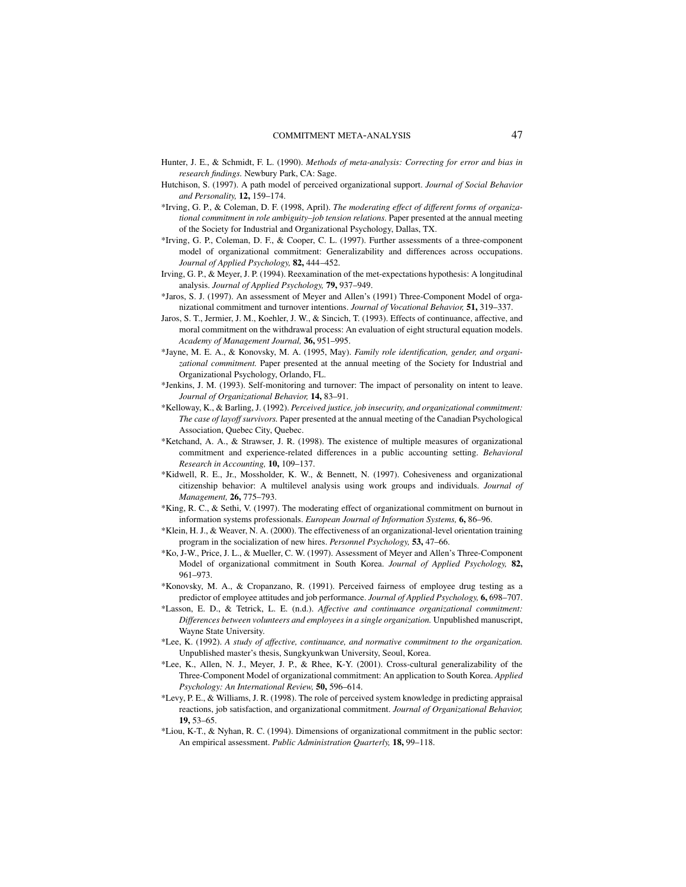Hunter, J. E., & Schmidt, F. L. (1990). *Methods of meta-analysis: Correcting for error and bias in research findings.* Newbury Park, CA: Sage.

Hutchison, S. (1997). A path model of perceived organizational support. *Journal of Social Behavior and Personality,* **12,** 159–174.

*Irving, G. P., & Coleman, D. F. (1998, April). *The moderating effect of different forms of organizational commitment in role ambiguity–job tension relations.* Paper presented at the annual meeting of the Society for Industrial and Organizational Psychology, Dallas, TX.

*Irving, G. P., Coleman, D. F., & Cooper, C. L. (1997). Further assessments of a three-component model of organizational commitment: Generalizability and differences across occupations. *Journal of Applied Psychology,* **82,** 444–452.

Irving, G. P., & Meyer, J. P. (1994). Reexamination of the met-expectations hypothesis: A longitudinal analysis. *Journal of Applied Psychology,* **79,** 937–949.

*Jaros, S. J. (1997). An assessment of Meyer and Allen's (1991) Three-Component Model of organizational commitment and turnover intentions. *Journal of Vocational Behavior,* **51,** 319–337.

Jaros, S. T., Jermier, J. M., Koehler, J. W., & Sincich, T. (1993). Effects of continuance, affective, and moral commitment on the withdrawal process: An evaluation of eight structural equation models. *Academy of Management Journal,* **36,** 951–995.

*Jayne, M. E. A., & Konovsky, M. A. (1995, May). *Family role identification, gender, and organizational commitment.* Paper presented at the annual meeting of the Society for Industrial and Organizational Psychology, Orlando, FL.

*Jenkins, J. M. (1993). Self-monitoring and turnover: The impact of personality on intent to leave. *Journal of Organizational Behavior,* **14,** 83–91.

*Kelloway, K., & Barling, J. (1992). *Perceived justice, job insecurity, and organizational commitment: The case of layoff survivors.* Paper presented at the annual meeting of the Canadian Psychological Association, Quebec City, Quebec.

*Ketchand, A. A., & Strawser, J. R. (1998). The existence of multiple measures of organizational commitment and experience-related differences in a public accounting setting. *Behavioral Research in Accounting,* **10,** 109–137.

*Kidwell, R. E., Jr., Mossholder, K. W., & Bennett, N. (1997). Cohesiveness and organizational citizenship behavior: A multilevel analysis using work groups and individuals. *Journal of Management,* **26,** 775–793.

*King, R. C., & Sethi, V. (1997). The moderating effect of organizational commitment on burnout in information systems professionals. *European Journal of Information Systems,* **6,** 86–96.

*Klein, H. J., & Weaver, N. A. (2000). The effectiveness of an organizational-level orientation training program in the socialization of new hires. *Personnel Psychology,* **53,** 47–66.

*Ko, J-W., Price, J. L., & Mueller, C. W. (1997). Assessment of Meyer and Allen's Three-Component Model of organizational commitment in South Korea. *Journal of Applied Psychology,* **82,** 961–973.

*Konovsky, M. A., & Cropanzano, R. (1991). Perceived fairness of employee drug testing as a predictor of employee attitudes and job performance. *Journal of Applied Psychology,* **6,** 698–707.

*Lasson, E. D., & Tetrick, L. E. (n.d.). *Affective and continuance organizational commitment: Differences between volunteers and employees in a single organization.* Unpublished manuscript, Wayne State University.

*Lee, K. (1992). *A study of affective, continuance, and normative commitment to the organization.* Unpublished master's thesis, Sungkyunkwan University, Seoul, Korea.

*Lee, K., Allen, N. J., Meyer, J. P., & Rhee, K-Y. (2001). Cross-cultural generalizability of the Three-Component Model of organizational commitment: An application to South Korea. *Applied Psychology: An International Review,* **50,** 596–614.

*Levy, P. E., & Williams, J. R. (1998). The role of perceived system knowledge in predicting appraisal reactions, job satisfaction, and organizational commitment. *Journal of Organizational Behavior,* **19,** 53–65.

*Liou, K-T., & Nyhan, R. C. (1994). Dimensions of organizational commitment in the public sector: An empirical assessment. *Public Administration Quarterly,* **18,** 99–118.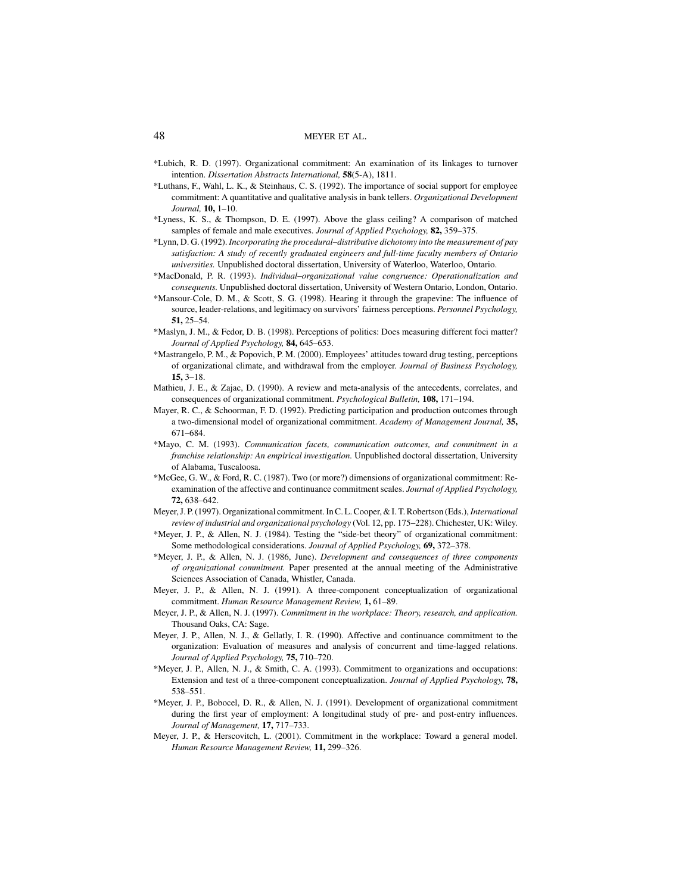*Lubich, R. D. (1997). Organizational commitment: An examination of its linkages to turnover intention. *Dissertation Abstracts International,* **58**(5-A), 1811.

*Luthans, F., Wahl, L. K., & Steinhaus, C. S. (1992). The importance of social support for employee commitment: A quantitative and qualitative analysis in bank tellers. *Organizational Development Journal,* **10,** 1–10.

*Lyness, K. S., & Thompson, D. E. (1997). Above the glass ceiling? A comparison of matched samples of female and male executives. *Journal of Applied Psychology,* **82,** 359–375.

*Lynn, D. G. (1992). *Incorporating the procedural–distributive dichotomy into the measurement of pay satisfaction: A study of recently graduated engineers and full-time faculty members of Ontario universities.* Unpublished doctoral dissertation, University of Waterloo, Waterloo, Ontario.

*MacDonald, P. R. (1993). *Individual–organizational value congruence: Operationalization and consequents.* Unpublished doctoral dissertation, University of Western Ontario, London, Ontario.

*Mansour-Cole, D. M., & Scott, S. G. (1998). Hearing it through the grapevine: The influence of source, leader-relations, and legitimacy on survivors' fairness perceptions. *Personnel Psychology,* **51,** 25–54.

*Maslyn, J. M., & Fedor, D. B. (1998). Perceptions of politics: Does measuring different foci matter? *Journal of Applied Psychology,* **84,** 645–653.

*Mastrangelo, P. M., & Popovich, P. M. (2000). Employees' attitudes toward drug testing, perceptions of organizational climate, and withdrawal from the employer. *Journal of Business Psychology,* **15,** 3–18.

Mathieu, J. E., & Zajac, D. (1990). A review and meta-analysis of the antecedents, correlates, and consequences of organizational commitment. *Psychological Bulletin,* **108,** 171–194.

Mayer, R. C., & Schoorman, F. D. (1992). Predicting participation and production outcomes through a two-dimensional model of organizational commitment. *Academy of Management Journal,* **35,** 671–684.

*Mayo, C. M. (1993). *Communication facets, communication outcomes, and commitment in a franchise relationship: An empirical investigation.* Unpublished doctoral dissertation, University of Alabama, Tuscaloosa.

*McGee, G. W., & Ford, R. C. (1987). Two (or more?) dimensions of organizational commitment: Reexamination of the affective and continuance commitment scales. *Journal of Applied Psychology,* **72,** 638–642.

Meyer, J. P. (1997). Organizational commitment. In C. L. Cooper, & I. T. Robertson (Eds.), *International review of industrial and organizational psychology* (Vol. 12, pp. 175–228). Chichester, UK: Wiley.

*Meyer, J. P., & Allen, N. J. (1984). Testing the "side-bet theory" of organizational commitment: Some methodological considerations. *Journal of Applied Psychology,* **69,** 372–378.

*Meyer, J. P., & Allen, N. J. (1986, June). *Development and consequences of three components of organizational commitment.* Paper presented at the annual meeting of the Administrative Sciences Association of Canada, Whistler, Canada.

Meyer, J. P., & Allen, N. J. (1991). A three-component conceptualization of organizational commitment. *Human Resource Management Review,* **1,** 61–89.

Meyer, J. P., & Allen, N. J. (1997). *Commitment in the workplace: Theory, research, and application.* Thousand Oaks, CA: Sage.

Meyer, J. P., Allen, N. J., & Gellatly, I. R. (1990). Affective and continuance commitment to the organization: Evaluation of measures and analysis of concurrent and time-lagged relations. *Journal of Applied Psychology,* **75,** 710–720.

*Meyer, J. P., Allen, N. J., & Smith, C. A. (1993). Commitment to organizations and occupations: Extension and test of a three-component conceptualization. *Journal of Applied Psychology,* **78,** 538–551.

*Meyer, J. P., Bobocel, D. R., & Allen, N. J. (1991). Development of organizational commitment during the first year of employment: A longitudinal study of pre- and post-entry influences. *Journal of Management,* **17,** 717–733.

Meyer, J. P., & Herscovitch, L. (2001). Commitment in the workplace: Toward a general model. *Human Resource Management Review,* **11,** 299–326.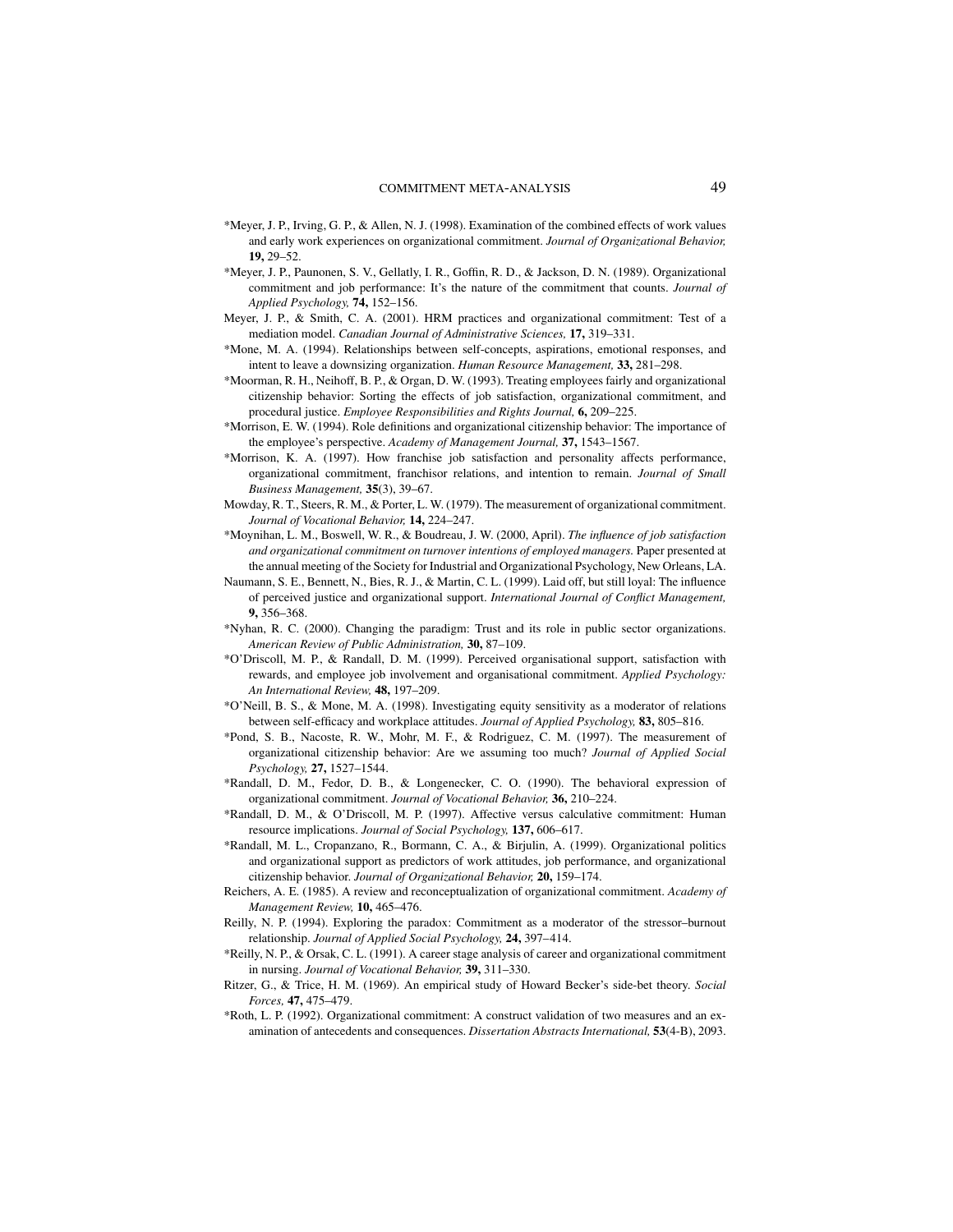*Meyer, J. P., Irving, G. P., & Allen, N. J. (1998). Examination of the combined effects of work values and early work experiences on organizational commitment. *Journal of Organizational Behavior,* **19,** 29–52.

*Meyer, J. P., Paunonen, S. V., Gellatly, I. R., Goffin, R. D., & Jackson, D. N. (1989). Organizational commitment and job performance: It's the nature of the commitment that counts. *Journal of Applied Psychology,* **74,** 152–156.

Meyer, J. P., & Smith, C. A. (2001). HRM practices and organizational commitment: Test of a mediation model. *Canadian Journal of Administrative Sciences,* **17,** 319–331.

*Mone, M. A. (1994). Relationships between self-concepts, aspirations, emotional responses, and intent to leave a downsizing organization. *Human Resource Management,* **33,** 281–298.

*Moorman, R. H., Neihoff, B. P., & Organ, D. W. (1993). Treating employees fairly and organizational citizenship behavior: Sorting the effects of job satisfaction, organizational commitment, and procedural justice. *Employee Responsibilities and Rights Journal,* **6,** 209–225.

*Morrison, E. W. (1994). Role definitions and organizational citizenship behavior: The importance of the employee's perspective. *Academy of Management Journal,* **37,** 1543–1567.

*Morrison, K. A. (1997). How franchise job satisfaction and personality affects performance, organizational commitment, franchisor relations, and intention to remain. *Journal of Small Business Management,* **35**(3), 39–67.

Mowday, R. T., Steers, R. M., & Porter, L. W. (1979). The measurement of organizational commitment. *Journal of Vocational Behavior,* **14,** 224–247.

*Moynihan, L. M., Boswell, W. R., & Boudreau, J. W. (2000, April). *The influence of job satisfaction and organizational commitment on turnover intentions of employed managers.* Paper presented at the annual meeting of the Society for Industrial and Organizational Psychology, New Orleans, LA.

Naumann, S. E., Bennett, N., Bies, R. J., & Martin, C. L. (1999). Laid off, but still loyal: The influence of perceived justice and organizational support. *International Journal of Conflict Management,* **9,** 356–368.

*Nyhan, R. C. (2000). Changing the paradigm: Trust and its role in public sector organizations. *American Review of Public Administration,* **30,** 87–109.

*O'Driscoll, M. P., & Randall, D. M. (1999). Perceived organisational support, satisfaction with rewards, and employee job involvement and organisational commitment. *Applied Psychology: An International Review,* **48,** 197–209.

*O'Neill, B. S., & Mone, M. A. (1998). Investigating equity sensitivity as a moderator of relations between self-efficacy and workplace attitudes. *Journal of Applied Psychology,* **83,** 805–816.

*Pond, S. B., Nacoste, R. W., Mohr, M. F., & Rodriguez, C. M. (1997). The measurement of organizational citizenship behavior: Are we assuming too much? *Journal of Applied Social Psychology,* **27,** 1527–1544.

*Randall, D. M., Fedor, D. B., & Longenecker, C. O. (1990). The behavioral expression of organizational commitment. *Journal of Vocational Behavior,* **36,** 210–224.

*Randall, D. M., & O'Driscoll, M. P. (1997). Affective versus calculative commitment: Human resource implications. *Journal of Social Psychology,* **137,** 606–617.

*Randall, M. L., Cropanzano, R., Bormann, C. A., & Birjulin, A. (1999). Organizational politics and organizational support as predictors of work attitudes, job performance, and organizational citizenship behavior. *Journal of Organizational Behavior,* **20,** 159–174.

Reichers, A. E. (1985). A review and reconceptualization of organizational commitment. *Academy of Management Review,* **10,** 465–476.

Reilly, N. P. (1994). Exploring the paradox: Commitment as a moderator of the stressor–burnout relationship. *Journal of Applied Social Psychology,* **24,** 397–414.

*Reilly, N. P., & Orsak, C. L. (1991). A career stage analysis of career and organizational commitment in nursing. *Journal of Vocational Behavior,* **39,** 311–330.

Ritzer, G., & Trice, H. M. (1969). An empirical study of Howard Becker's side-bet theory. *Social Forces,* **47,** 475–479.

*Roth, L. P. (1992). Organizational commitment: A construct validation of two measures and an examination of antecedents and consequences. *Dissertation Abstracts International,* **53**(4-B), 2093.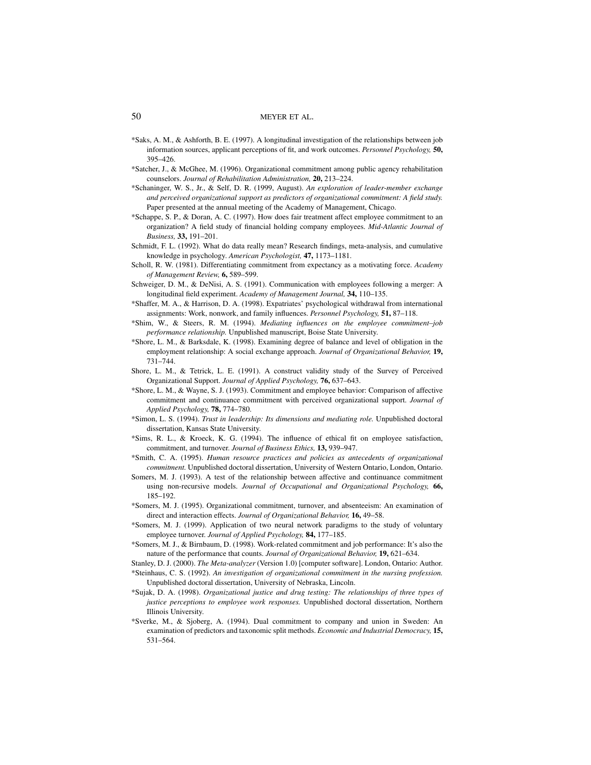*Saks, A. M., & Ashforth, B. E. (1997). A longitudinal investigation of the relationships between job information sources, applicant perceptions of fit, and work outcomes. *Personnel Psychology,* **50,** 395–426.

*Satcher, J., & McGhee, M. (1996). Organizational commitment among public agency rehabilitation counselors. *Journal of Rehabilitation Administration,* **20,** 213–224.

*Schaninger, W. S., Jr., & Self, D. R. (1999, August). *An exploration of leader-member exchange and perceived organizational support as predictors of organizational commitment: A field study.* Paper presented at the annual meeting of the Academy of Management, Chicago.

*Schappe, S. P., & Doran, A. C. (1997). How does fair treatment affect employee commitment to an organization? A field study of financial holding company employees. *Mid-Atlantic Journal of Business,* **33,** 191–201.

Schmidt, F. L. (1992). What do data really mean? Research findings, meta-analysis, and cumulative knowledge in psychology. *American Psychologist,* **47,** 1173–1181.

Scholl, R. W. (1981). Differentiating commitment from expectancy as a motivating force. *Academy of Management Review,* **6,** 589–599.

Schweiger, D. M., & DeNisi, A. S. (1991). Communication with employees following a merger: A longitudinal field experiment. *Academy of Management Journal,* **34,** 110–135.

*Shaffer, M. A., & Harrison, D. A. (1998). Expatriates' psychological withdrawal from international assignments: Work, nonwork, and family influences. *Personnel Psychology,* **51,** 87–118.

*Shim, W., & Steers, R. M. (1994). *Mediating influences on the employee commitment–job performance relationship.* Unpublished manuscript, Boise State University.

*Shore, L. M., & Barksdale, K. (1998). Examining degree of balance and level of obligation in the employment relationship: A social exchange approach. *Journal of Organizational Behavior,* **19,** 731–744.

Shore, L. M., & Tetrick, L. E. (1991). A construct validity study of the Survey of Perceived Organizational Support. *Journal of Applied Psychology,* **76,** 637–643.

*Shore, L. M., & Wayne, S. J. (1993). Commitment and employee behavior: Comparison of affective commitment and continuance commitment with perceived organizational support. *Journal of Applied Psychology,* **78,** 774–780.

*Simon, L. S. (1994). *Trust in leadership: Its dimensions and mediating role.* Unpublished doctoral dissertation, Kansas State University.

*Sims, R. L., & Kroeck, K. G. (1994). The influence of ethical fit on employee satisfaction, commitment, and turnover. *Journal of Business Ethics,* **13,** 939–947.

*Smith, C. A. (1995). *Human resource practices and policies as antecedents of organizational commitment.* Unpublished doctoral dissertation, University of Western Ontario, London, Ontario.

Somers, M. J. (1993). A test of the relationship between affective and continuance commitment using non-recursive models. *Journal of Occupational and Organizational Psychology,* **66,** 185–192.

*Somers, M. J. (1995). Organizational commitment, turnover, and absenteeism: An examination of direct and interaction effects. *Journal of Organizational Behavior,* **16,** 49–58.

*Somers, M. J. (1999). Application of two neural network paradigms to the study of voluntary employee turnover. *Journal of Applied Psychology,* **84,** 177–185.

*Somers, M. J., & Birnbaum, D. (1998). Work-related commitment and job performance: It's also the nature of the performance that counts. *Journal of Organizational Behavior,* **19,** 621–634.

Stanley, D. J. (2000). *The Meta-analyzer* (Version 1.0) [computer software]. London, Ontario: Author.

*Steinhaus, C. S. (1992). *An investigation of organizational commitment in the nursing profession.* Unpublished doctoral dissertation, University of Nebraska, Lincoln.

*Sujak, D. A. (1998). *Organizational justice and drug testing: The relationships of three types of justice perceptions to employee work responses.* Unpublished doctoral dissertation, Northern Illinois University.

*Sverke, M., & Sjoberg, A. (1994). Dual commitment to company and union in Sweden: An examination of predictors and taxonomic split methods. *Economic and Industrial Democracy,* **15,** 531–564.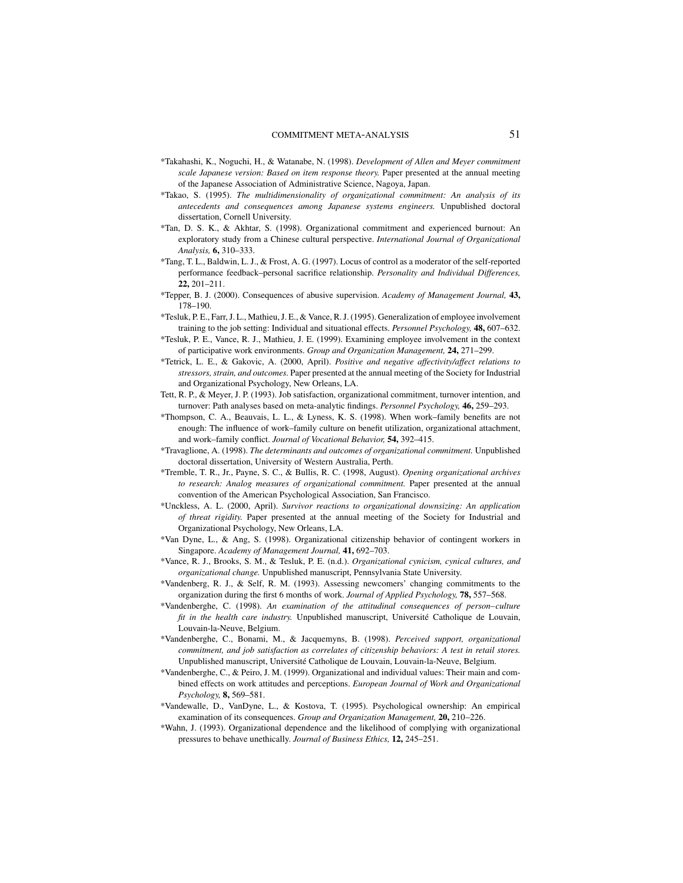*Takahashi, K., Noguchi, H., & Watanabe, N. (1998). *Development of Allen and Meyer commitment scale Japanese version: Based on item response theory.* Paper presented at the annual meeting of the Japanese Association of Administrative Science, Nagoya, Japan.

*Takao, S. (1995). *The multidimensionality of organizational commitment: An analysis of its antecedents and consequences among Japanese systems engineers.* Unpublished doctoral dissertation, Cornell University.

*Tan, D. S. K., & Akhtar, S. (1998). Organizational commitment and experienced burnout: An exploratory study from a Chinese cultural perspective. *International Journal of Organizational Analysis,* **6,** 310–333.

*Tang, T. L., Baldwin, L. J., & Frost, A. G. (1997). Locus of control as a moderator of the self-reported performance feedback–personal sacrifice relationship. *Personality and Individual Differences,* **22,** 201–211.

*Tepper, B. J. (2000). Consequences of abusive supervision. *Academy of Management Journal,* **43,** 178–190.

*Tesluk, P. E., Farr, J. L., Mathieu, J. E., & Vance, R. J. (1995). Generalization of employee involvement training to the job setting: Individual and situational effects. *Personnel Psychology,* **48,** 607–632.

*Tesluk, P. E., Vance, R. J., Mathieu, J. E. (1999). Examining employee involvement in the context of participative work environments. *Group and Organization Management,* **24,** 271–299.

*Tetrick, L. E., & Gakovic, A. (2000, April). *Positive and negative affectivity/affect relations to stressors, strain, and outcomes.* Paper presented at the annual meeting of the Society for Industrial and Organizational Psychology, New Orleans, LA.

Tett, R. P., & Meyer, J. P. (1993). Job satisfaction, organizational commitment, turnover intention, and turnover: Path analyses based on meta-analytic findings. *Personnel Psychology,* **46,** 259–293.

*Thompson, C. A., Beauvais, L. L., & Lyness, K. S. (1998). When work–family benefits are not enough: The influence of work–family culture on benefit utilization, organizational attachment, and work–family conflict. *Journal of Vocational Behavior,* **54,** 392–415.

*Travaglione, A. (1998). *The determinants and outcomes of organizational commitment.* Unpublished doctoral dissertation, University of Western Australia, Perth.

*Tremble, T. R., Jr., Payne, S. C., & Bullis, R. C. (1998, August). *Opening organizational archives to research: Analog measures of organizational commitment.* Paper presented at the annual convention of the American Psychological Association, San Francisco.

*Unckless, A. L. (2000, April). *Survivor reactions to organizational downsizing: An application of threat rigidity.* Paper presented at the annual meeting of the Society for Industrial and Organizational Psychology, New Orleans, LA.

*Van Dyne, L., & Ang, S. (1998). Organizational citizenship behavior of contingent workers in Singapore. *Academy of Management Journal,* **41,** 692–703.

*Vance, R. J., Brooks, S. M., & Tesluk, P. E. (n.d.). *Organizational cynicism, cynical cultures, and organizational change.* Unpublished manuscript, Pennsylvania State University.

*Vandenberg, R. J., & Self, R. M. (1993). Assessing newcomers' changing commitments to the organization during the first 6 months of work. *Journal of Applied Psychology,* **78,** 557–568.

*Vandenberghe, C. (1998). *An examination of the attitudinal consequences of person–culture fit in the health care industry.* Unpublished manuscript, Université Catholique de Louvain, Louvain-la-Neuve, Belgium.

*Vandenberghe, C., Bonami, M., & Jacquemyns, B. (1998). *Perceived support, organizational commitment, and job satisfaction as correlates of citizenship behaviors: A test in retail stores.* Unpublished manuscript, Université Catholique de Louvain, Louvain-la-Neuve, Belgium.

*Vandenberghe, C., & Peiro, J. M. (1999). Organizational and individual values: Their main and combined effects on work attitudes and perceptions. *European Journal of Work and Organizational Psychology,* **8,** 569–581.

*Vandewalle, D., VanDyne, L., & Kostova, T. (1995). Psychological ownership: An empirical examination of its consequences. *Group and Organization Management,* **20,** 210–226.

*Wahn, J. (1993). Organizational dependence and the likelihood of complying with organizational pressures to behave unethically. *Journal of Business Ethics,* **12,** 245–251.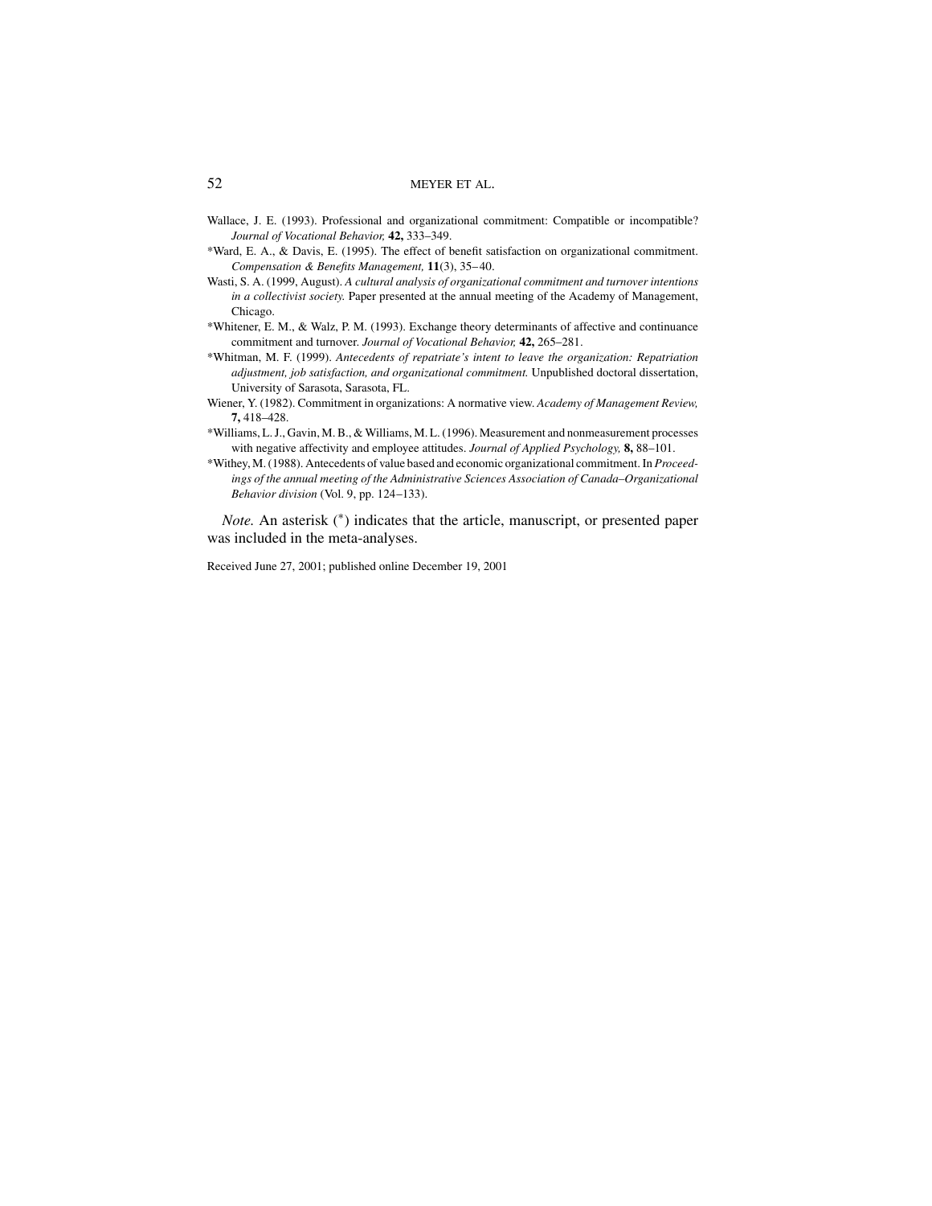Wallace, J. E. (1993). Professional and organizational commitment: Compatible or incompatible? *Journal of Vocational Behavior,* **42,** 333–349.

*Ward, E. A., & Davis, E. (1995). The effect of benefit satisfaction on organizational commitment. *Compensation & Benefits Management,* **11**(3), 35–40.

Wasti, S. A. (1999, August). *A cultural analysis of organizational commitment and turnover intentions in a collectivist society.* Paper presented at the annual meeting of the Academy of Management, Chicago.

*Whitener, E. M., & Walz, P. M. (1993). Exchange theory determinants of affective and continuance commitment and turnover. *Journal of Vocational Behavior,* **42,** 265–281.

*Whitman, M. F. (1999). *Antecedents of repatriate's intent to leave the organization: Repatriation adjustment, job satisfaction, and organizational commitment.* Unpublished doctoral dissertation, University of Sarasota, Sarasota, FL.

Wiener, Y. (1982). Commitment in organizations: A normative view. *Academy of Management Review,* **7,** 418–428.

*Williams, L. J., Gavin, M. B., & Williams, M. L. (1996). Measurement and nonmeasurement processes with negative affectivity and employee attitudes. *Journal of Applied Psychology,* **8,** 88–101.

*Withey, M. (1988). Antecedents of value based and economic organizational commitment. In *Proceedings of the annual meeting of the Administrative Sciences Association of Canada–Organizational Behavior division* (Vol. 9, pp. 124–133).

*Note.* An asterisk (*) indicates that the article, manuscript, or presented paper was included in the meta-analyses.

Received June 27, 2001; published online December 19, 2001